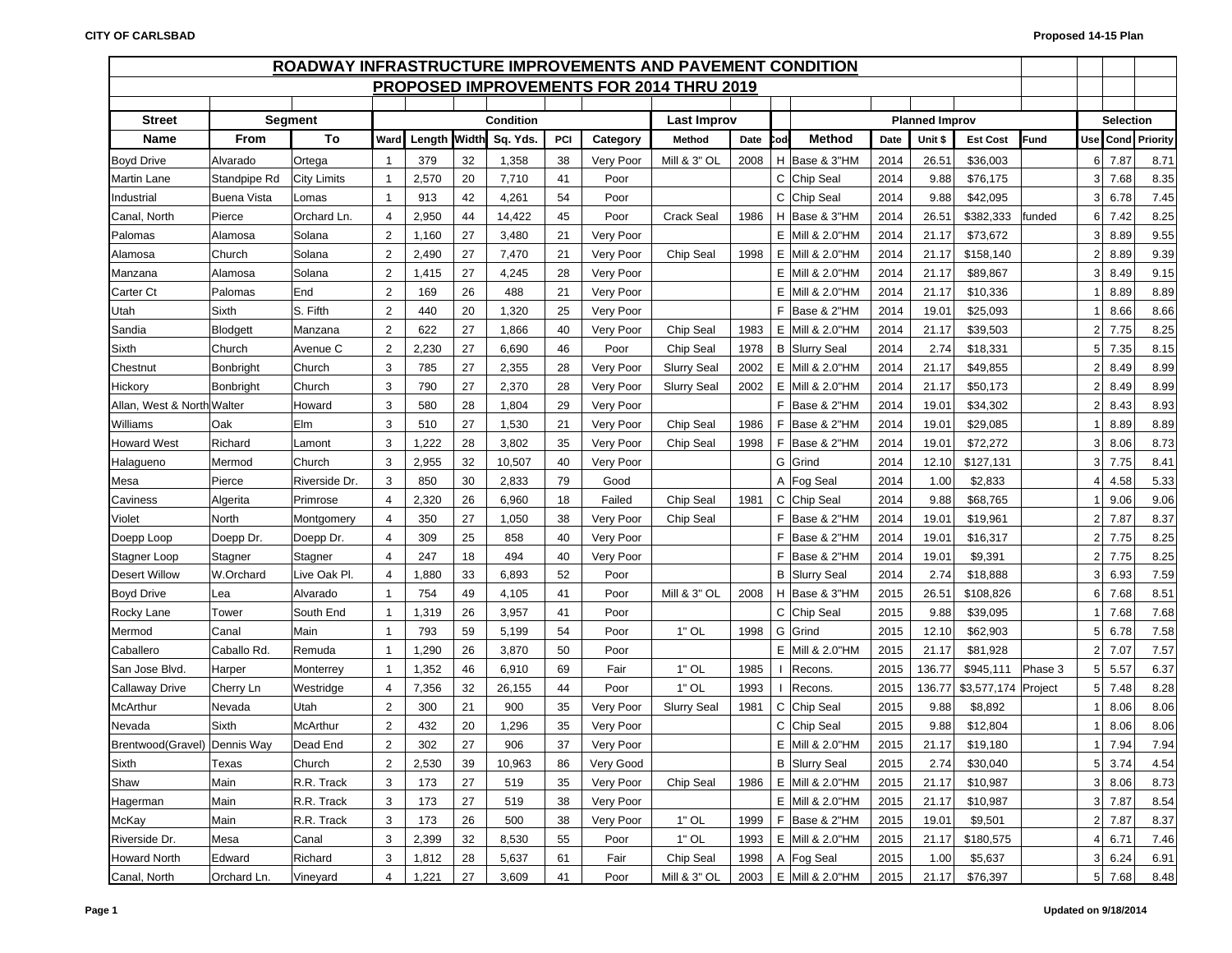## ROADWAY INFRASTRUCTURE IMPROVEMENTS AND PAVEMENT CONDITION

## PROPOSED IMPROVEMENTS FOR 2014 THRU 2019

| Street | Segment | | Condition | | | | | | Last Improv | | | Planned Improv | | | | | Selection | | |
|---|---|---|---|---|---|---|---|---|---|---|---|---|---|---|---|---|---|---|---|
| Name | From | To | Ward | Length | Width | Sq. Yds. | PCI | Category | Method | Date | Cod | Method | Date | Unit $ | Est Cost | Fund | Use | Cond | Priority |
| Boyd Drive | Alvarado | Ortega | 1 | 379 | 32 | 1,358 | 38 | Very Poor | Mill & 3" OL | 2008 | H | Base & 3"HM | 2014 | 26.51 | $36,003 | | 6 | 7.87 | 8.71 |
| Martin Lane | Standpipe Rd | City Limits | 1 | 2,570 | 20 | 7,710 | 41 | Poor | | | C | Chip Seal | 2014 | 9.88 | $76,175 | | 3 | 7.68 | 8.35 |
| Industrial | Buena Vista | Lomas | 1 | 913 | 42 | 4,261 | 54 | Poor | | | C | Chip Seal | 2014 | 9.88 | $42,095 | | 3 | 6.78 | 7.45 |
| Canal, North | Pierce | Orchard Ln. | 4 | 2,950 | 44 | 14,422 | 45 | Poor | Crack Seal | 1986 | H | Base & 3"HM | 2014 | 26.51 | $382,333 | funded | 6 | 7.42 | 8.25 |
| Palomas | Alamosa | Solana | 2 | 1,160 | 27 | 3,480 | 21 | Very Poor | | | E | Mill & 2.0"HM | 2014 | 21.17 | $73,672 | | 3 | 8.89 | 9.55 |
| Alamosa | Church | Solana | 2 | 2,490 | 27 | 7,470 | 21 | Very Poor | Chip Seal | 1998 | E | Mill & 2.0"HM | 2014 | 21.17 | $158,140 | | 2 | 8.89 | 9.39 |
| Manzana | Alamosa | Solana | 2 | 1,415 | 27 | 4,245 | 28 | Very Poor | | | E | Mill & 2.0"HM | 2014 | 21.17 | $89,867 | | 3 | 8.49 | 9.15 |
| Carter Ct | Palomas | End | 2 | 169 | 26 | 488 | 21 | Very Poor | | | E | Mill & 2.0"HM | 2014 | 21.17 | $10,336 | | 1 | 8.89 | 8.89 |
| Utah | Sixth | S. Fifth | 2 | 440 | 20 | 1,320 | 25 | Very Poor | | | F | Base & 2"HM | 2014 | 19.01 | $25,093 | | 1 | 8.66 | 8.66 |
| Sandia | Blodgett | Manzana | 2 | 622 | 27 | 1,866 | 40 | Very Poor | Chip Seal | 1983 | E | Mill & 2.0"HM | 2014 | 21.17 | $39,503 | | 2 | 7.75 | 8.25 |
| Sixth | Church | Avenue C | 2 | 2,230 | 27 | 6,690 | 46 | Poor | Chip Seal | 1978 | B | Slurry Seal | 2014 | 2.74 | $18,331 | | 5 | 7.35 | 8.15 |
| Chestnut | Bonbright | Church | 3 | 785 | 27 | 2,355 | 28 | Very Poor | Slurry Seal | 2002 | E | Mill & 2.0"HM | 2014 | 21.17 | $49,855 | | 2 | 8.49 | 8.99 |
| Hickory | Bonbright | Church | 3 | 790 | 27 | 2,370 | 28 | Very Poor | Slurry Seal | 2002 | E | Mill & 2.0"HM | 2014 | 21.17 | $50,173 | | 2 | 8.49 | 8.99 |
| Allan, West & North | Walter | Howard | 3 | 580 | 28 | 1,804 | 29 | Very Poor | | | F | Base & 2"HM | 2014 | 19.01 | $34,302 | | 2 | 8.43 | 8.93 |
| Williams | Oak | Elm | 3 | 510 | 27 | 1,530 | 21 | Very Poor | Chip Seal | 1986 | F | Base & 2"HM | 2014 | 19.01 | $29,085 | | 1 | 8.89 | 8.89 |
| Howard West | Richard | Lamont | 3 | 1,222 | 28 | 3,802 | 35 | Very Poor | Chip Seal | 1998 | F | Base & 2"HM | 2014 | 19.01 | $72,272 | | 3 | 8.06 | 8.73 |
| Halagueno | Mermod | Church | 3 | 2,955 | 32 | 10,507 | 40 | Very Poor | | | G | Grind | 2014 | 12.10 | $127,131 | | 3 | 7.75 | 8.41 |
| Mesa | Pierce | Riverside Dr. | 3 | 850 | 30 | 2,833 | 79 | Good | | | A | Fog Seal | 2014 | 1.00 | $2,833 | | 4 | 4.58 | 5.33 |
| Caviness | Algerita | Primrose | 4 | 2,320 | 26 | 6,960 | 18 | Failed | Chip Seal | 1981 | C | Chip Seal | 2014 | 9.88 | $68,765 | | 1 | 9.06 | 9.06 |
| Violet | North | Montgomery | 4 | 350 | 27 | 1,050 | 38 | Very Poor | Chip Seal | | F | Base & 2"HM | 2014 | 19.01 | $19,961 | | 2 | 7.87 | 8.37 |
| Doepp Loop | Doepp Dr. | Doepp Dr. | 4 | 309 | 25 | 858 | 40 | Very Poor | | | F | Base & 2"HM | 2014 | 19.01 | $16,317 | | 2 | 7.75 | 8.25 |
| Stagner Loop | Stagner | Stagner | 4 | 247 | 18 | 494 | 40 | Very Poor | | | F | Base & 2"HM | 2014 | 19.01 | $9,391 | | 2 | 7.75 | 8.25 |
| Desert Willow | W.Orchard | Live Oak Pl. | 4 | 1,880 | 33 | 6,893 | 52 | Poor | | | B | Slurry Seal | 2014 | 2.74 | $18,888 | | 3 | 6.93 | 7.59 |
| Boyd Drive | Lea | Alvarado | 1 | 754 | 49 | 4,105 | 41 | Poor | Mill & 3" OL | 2008 | H | Base & 3"HM | 2015 | 26.51 | $108,826 | | 6 | 7.68 | 8.51 |
| Rocky Lane | Tower | South End | 1 | 1,319 | 26 | 3,957 | 41 | Poor | | | C | Chip Seal | 2015 | 9.88 | $39,095 | | 1 | 7.68 | 7.68 |
| Mermod | Canal | Main | 1 | 793 | 59 | 5,199 | 54 | Poor | 1" OL | 1998 | G | Grind | 2015 | 12.10 | $62,903 | | 5 | 6.78 | 7.58 |
| Caballero | Caballo Rd. | Remuda | 1 | 1,290 | 26 | 3,870 | 50 | Poor | | | E | Mill & 2.0"HM | 2015 | 21.17 | $81,928 | | 2 | 7.07 | 7.57 |
| San Jose Blvd. | Harper | Monterrey | 1 | 1,352 | 46 | 6,910 | 69 | Fair | 1" OL | 1985 | I | Recons. | 2015 | 136.77 | $945,111 | Phase 3 | 5 | 5.57 | 6.37 |
| Callaway Drive | Cherry Ln | Westridge | 4 | 7,356 | 32 | 26,155 | 44 | Poor | 1" OL | 1993 | I | Recons. | 2015 | 136.77 | $3,577,174 | Project | 5 | 7.48 | 8.28 |
| McArthur | Nevada | Utah | 2 | 300 | 21 | 900 | 35 | Very Poor | Slurry Seal | 1981 | C | Chip Seal | 2015 | 9.88 | $8,892 | | 1 | 8.06 | 8.06 |
| Nevada | Sixth | McArthur | 2 | 432 | 20 | 1,296 | 35 | Very Poor | | | C | Chip Seal | 2015 | 9.88 | $12,804 | | 1 | 8.06 | 8.06 |
| Brentwood(Gravel) | Dennis Way | Dead End | 2 | 302 | 27 | 906 | 37 | Very Poor | | | E | Mill & 2.0"HM | 2015 | 21.17 | $19,180 | | 1 | 7.94 | 7.94 |
| Sixth | Texas | Church | 2 | 2,530 | 39 | 10,963 | 86 | Very Good | | | B | Slurry Seal | 2015 | 2.74 | $30,040 | | 5 | 3.74 | 4.54 |
| Shaw | Main | R.R. Track | 3 | 173 | 27 | 519 | 35 | Very Poor | Chip Seal | 1986 | E | Mill & 2.0"HM | 2015 | 21.17 | $10,987 | | 3 | 8.06 | 8.73 |
| Hagerman | Main | R.R. Track | 3 | 173 | 27 | 519 | 38 | Very Poor | | | E | Mill & 2.0"HM | 2015 | 21.17 | $10,987 | | 3 | 7.87 | 8.54 |
| McKay | Main | R.R. Track | 3 | 173 | 26 | 500 | 38 | Very Poor | 1" OL | 1999 | F | Base & 2"HM | 2015 | 19.01 | $9,501 | | 2 | 7.87 | 8.37 |
| Riverside Dr. | Mesa | Canal | 3 | 2,399 | 32 | 8,530 | 55 | Poor | 1" OL | 1993 | E | Mill & 2.0"HM | 2015 | 21.17 | $180,575 | | 4 | 6.71 | 7.46 |
| Howard North | Edward | Richard | 3 | 1,812 | 28 | 5,637 | 61 | Fair | Chip Seal | 1998 | A | Fog Seal | 2015 | 1.00 | $5,637 | | 3 | 6.24 | 6.91 |
| Canal, North | Orchard Ln. | Vineyard | 4 | 1,221 | 27 | 3,609 | 41 | Poor | Mill & 3" OL | 2003 | E | Mill & 2.0"HM | 2015 | 21.17 | $76,397 | | 5 | 7.68 | 8.48 |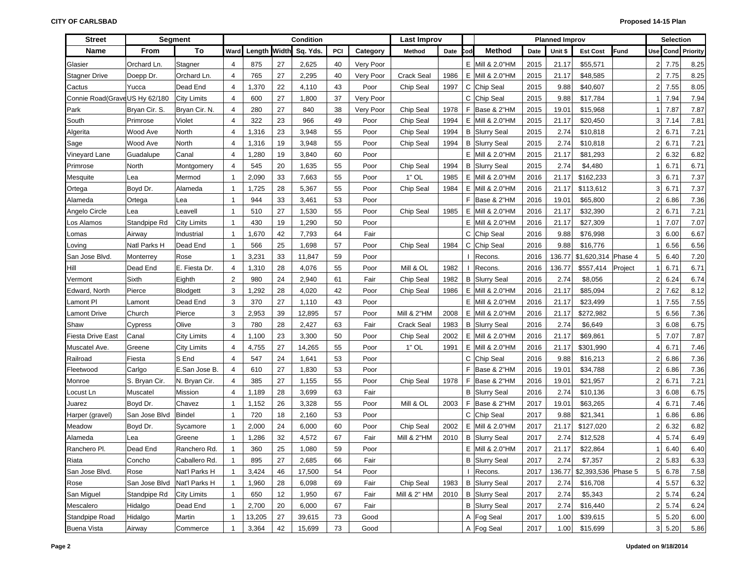| Street | Segment | | Condition | | | | | | Last Improv | | | Planned Improv | | | | | Selection | | |
|---|---|---|---|---|---|---|---|---|---|---|---|---|---|---|---|---|---|---|---|
| Name | From | To | Ward | Length | Width | Sq. Yds. | PCI | Category | Method | Date | Cod | Method | Date | Unit $ | Est Cost | Fund | Use | Cond | Priority |
| Glasier | Orchard Ln. | Stagner | 4 | 875 | 27 | 2,625 | 40 | Very Poor | | | E | Mill & 2.0"HM | 2015 | 21.17 | $55,571 | | 2 | 7.75 | 8.25 |
| Stagner Drive | Doepp Dr. | Orchard Ln. | 4 | 765 | 27 | 2,295 | 40 | Very Poor | Crack Seal | 1986 | E | Mill & 2.0"HM | 2015 | 21.17 | $48,585 | | 2 | 7.75 | 8.25 |
| Cactus | Yucca | Dead End | 4 | 1,370 | 22 | 4,110 | 43 | Poor | Chip Seal | 1997 | C | Chip Seal | 2015 | 9.88 | $40,607 | | 2 | 7.55 | 8.05 |
| Connie Road(Grave | US Hy 62/180 | City Limits | 4 | 600 | 27 | 1,800 | 37 | Very Poor | | | C | Chip Seal | 2015 | 9.88 | $17,784 | | 1 | 7.94 | 7.94 |
| Park | Bryan Cir. S. | Bryan Cir. N. | 4 | 280 | 27 | 840 | 38 | Very Poor | Chip Seal | 1978 | F | Base & 2"HM | 2015 | 19.01 | $15,968 | | 1 | 7.87 | 7.87 |
| South | Primrose | Violet | 4 | 322 | 23 | 966 | 49 | Poor | Chip Seal | 1994 | E | Mill & 2.0"HM | 2015 | 21.17 | $20,450 | | 3 | 7.14 | 7.81 |
| Algerita | Wood Ave | North | 4 | 1,316 | 23 | 3,948 | 55 | Poor | Chip Seal | 1994 | B | Slurry Seal | 2015 | 2.74 | $10,818 | | 2 | 6.71 | 7.21 |
| Sage | Wood Ave | North | 4 | 1,316 | 19 | 3,948 | 55 | Poor | Chip Seal | 1994 | B | Slurry Seal | 2015 | 2.74 | $10,818 | | 2 | 6.71 | 7.21 |
| Vineyard Lane | Guadalupe | Canal | 4 | 1,280 | 19 | 3,840 | 60 | Poor | | | E | Mill & 2.0"HM | 2015 | 21.17 | $81,293 | | 2 | 6.32 | 6.82 |
| Primrose | North | Montgomery | 4 | 545 | 20 | 1,635 | 55 | Poor | Chip Seal | 1994 | B | Slurry Seal | 2015 | 2.74 | $4,480 | | 1 | 6.71 | 6.71 |
| Mesquite | Lea | Mermod | 1 | 2,090 | 33 | 7,663 | 55 | Poor | 1" OL | 1985 | E | Mill & 2.0"HM | 2016 | 21.17 | $162,233 | | 3 | 6.71 | 7.37 |
| Ortega | Boyd Dr. | Alameda | 1 | 1,725 | 28 | 5,367 | 55 | Poor | Chip Seal | 1984 | E | Mill & 2.0"HM | 2016 | 21.17 | $113,612 | | 3 | 6.71 | 7.37 |
| Alameda | Ortega | Lea | 1 | 944 | 33 | 3,461 | 53 | Poor | | | F | Base & 2"HM | 2016 | 19.01 | $65,800 | | 2 | 6.86 | 7.36 |
| Angelo Circle | Lea | Leavell | 1 | 510 | 27 | 1,530 | 55 | Poor | Chip Seal | 1985 | E | Mill & 2.0"HM | 2016 | 21.17 | $32,390 | | 2 | 6.71 | 7.21 |
| Los Alamos | Standpipe Rd | City Limits | 1 | 430 | 19 | 1,290 | 50 | Poor | | | E | Mill & 2.0"HM | 2016 | 21.17 | $27,309 | | 1 | 7.07 | 7.07 |
| Lomas | Airway | Industrial | 1 | 1,670 | 42 | 7,793 | 64 | Fair | | | C | Chip Seal | 2016 | 9.88 | $76,998 | | 3 | 6.00 | 6.67 |
| Loving | Natl Parks H | Dead End | 1 | 566 | 25 | 1,698 | 57 | Poor | Chip Seal | 1984 | C | Chip Seal | 2016 | 9.88 | $16,776 | | 1 | 6.56 | 6.56 |
| San Jose Blvd. | Monterrey | Rose | 1 | 3,231 | 33 | 11,847 | 59 | Poor | | | I | Recons. | 2016 | 136.77 | $1,620,314 | Phase 4 | 5 | 6.40 | 7.20 |
| Hill | Dead End | E. Fiesta Dr. | 4 | 1,310 | 28 | 4,076 | 55 | Poor | Mill & OL | 1982 | I | Recons. | 2016 | 136.77 | $557,414 | Project | 1 | 6.71 | 6.71 |
| Vermont | Sixth | Eighth | 2 | 980 | 24 | 2,940 | 61 | Fair | Chip Seal | 1982 | B | Slurry Seal | 2016 | 2.74 | $8,056 | | 2 | 6.24 | 6.74 |
| Edward, North | Pierce | Blodgett | 3 | 1,292 | 28 | 4,020 | 42 | Poor | Chip Seal | 1986 | E | Mill & 2.0"HM | 2016 | 21.17 | $85,094 | | 2 | 7.62 | 8.12 |
| Lamont Pl | Lamont | Dead End | 3 | 370 | 27 | 1,110 | 43 | Poor | | | E | Mill & 2.0"HM | 2016 | 21.17 | $23,499 | | 1 | 7.55 | 7.55 |
| Lamont Drive | Church | Pierce | 3 | 2,953 | 39 | 12,895 | 57 | Poor | Mill & 2"HM | 2008 | E | Mill & 2.0"HM | 2016 | 21.17 | $272,982 | | 5 | 6.56 | 7.36 |
| Shaw | Cypress | Olive | 3 | 780 | 28 | 2,427 | 63 | Fair | Crack Seal | 1983 | B | Slurry Seal | 2016 | 2.74 | $6,649 | | 3 | 6.08 | 6.75 |
| Fiesta Drive East | Canal | City Limits | 4 | 1,100 | 23 | 3,300 | 50 | Poor | Chip Seal | 2002 | E | Mill & 2.0"HM | 2016 | 21.17 | $69,861 | | 5 | 7.07 | 7.87 |
| Muscatel Ave. | Greene | City Limits | 4 | 4,755 | 27 | 14,265 | 55 | Poor | 1" OL | 1991 | E | Mill & 2.0"HM | 2016 | 21.17 | $301,990 | | 4 | 6.71 | 7.46 |
| Railroad | Fiesta | S End | 4 | 547 | 24 | 1,641 | 53 | Poor | | | C | Chip Seal | 2016 | 9.88 | $16,213 | | 2 | 6.86 | 7.36 |
| Fleetwood | Carlgo | E.San Jose B. | 4 | 610 | 27 | 1,830 | 53 | Poor | | | F | Base & 2"HM | 2016 | 19.01 | $34,788 | | 2 | 6.86 | 7.36 |
| Monroe | S. Bryan Cir. | N. Bryan Cir. | 4 | 385 | 27 | 1,155 | 55 | Poor | Chip Seal | 1978 | F | Base & 2"HM | 2016 | 19.01 | $21,957 | | 2 | 6.71 | 7.21 |
| Locust Ln | Muscatel | Mission | 4 | 1,189 | 28 | 3,699 | 63 | Fair | | | B | Slurry Seal | 2016 | 2.74 | $10,136 | | 3 | 6.08 | 6.75 |
| Juarez | Boyd Dr. | Chavez | 1 | 1,152 | 26 | 3,328 | 55 | Poor | Mill & OL | 2003 | F | Base & 2"HM | 2017 | 19.01 | $63,265 | | 4 | 6.71 | 7.46 |
| Harper (gravel) | San Jose Blvd | Bindel | 1 | 720 | 18 | 2,160 | 53 | Poor | | | C | Chip Seal | 2017 | 9.88 | $21,341 | | 1 | 6.86 | 6.86 |
| Meadow | Boyd Dr. | Sycamore | 1 | 2,000 | 24 | 6,000 | 60 | Poor | Chip Seal | 2002 | E | Mill & 2.0"HM | 2017 | 21.17 | $127,020 | | 2 | 6.32 | 6.82 |
| Alameda | Lea | Greene | 1 | 1,286 | 32 | 4,572 | 67 | Fair | Mill & 2"HM | 2010 | B | Slurry Seal | 2017 | 2.74 | $12,528 | | 4 | 5.74 | 6.49 |
| Ranchero Pl. | Dead End | Ranchero Rd. | 1 | 360 | 25 | 1,080 | 59 | Poor | | | E | Mill & 2.0"HM | 2017 | 21.17 | $22,864 | | 1 | 6.40 | 6.40 |
| Riata | Concho | Caballero Rd. | 1 | 895 | 27 | 2,685 | 66 | Fair | | | B | Slurry Seal | 2017 | 2.74 | $7,357 | | 2 | 5.83 | 6.33 |
| San Jose Blvd. | Rose | Nat'l Parks H | 1 | 3,424 | 46 | 17,500 | 54 | Poor | | | I | Recons. | 2017 | 136.77 | $2,393,536 | Phase 5 | 5 | 6.78 | 7.58 |
| Rose | San Jose Blvd | Nat'l Parks H | 1 | 1,960 | 28 | 6,098 | 69 | Fair | Chip Seal | 1983 | B | Slurry Seal | 2017 | 2.74 | $16,708 | | 4 | 5.57 | 6.32 |
| San Miguel | Standpipe Rd | City Limits | 1 | 650 | 12 | 1,950 | 67 | Fair | Mill & 2" HM | 2010 | B | Slurry Seal | 2017 | 2.74 | $5,343 | | 2 | 5.74 | 6.24 |
| Mescalero | Hidalgo | Dead End | 1 | 2,700 | 20 | 6,000 | 67 | Fair | | | B | Slurry Seal | 2017 | 2.74 | $16,440 | | 2 | 5.74 | 6.24 |
| Standpipe Road | Hidalgo | Martin | 1 | 13,205 | 27 | 39,615 | 73 | Good | | | A | Fog Seal | 2017 | 1.00 | $39,615 | | 5 | 5.20 | 6.00 |
| Buena Vista | Airway | Commerce | 1 | 3,364 | 42 | 15,699 | 73 | Good | | | A | Fog Seal | 2017 | 1.00 | $15,699 | | 3 | 5.20 | 5.86 |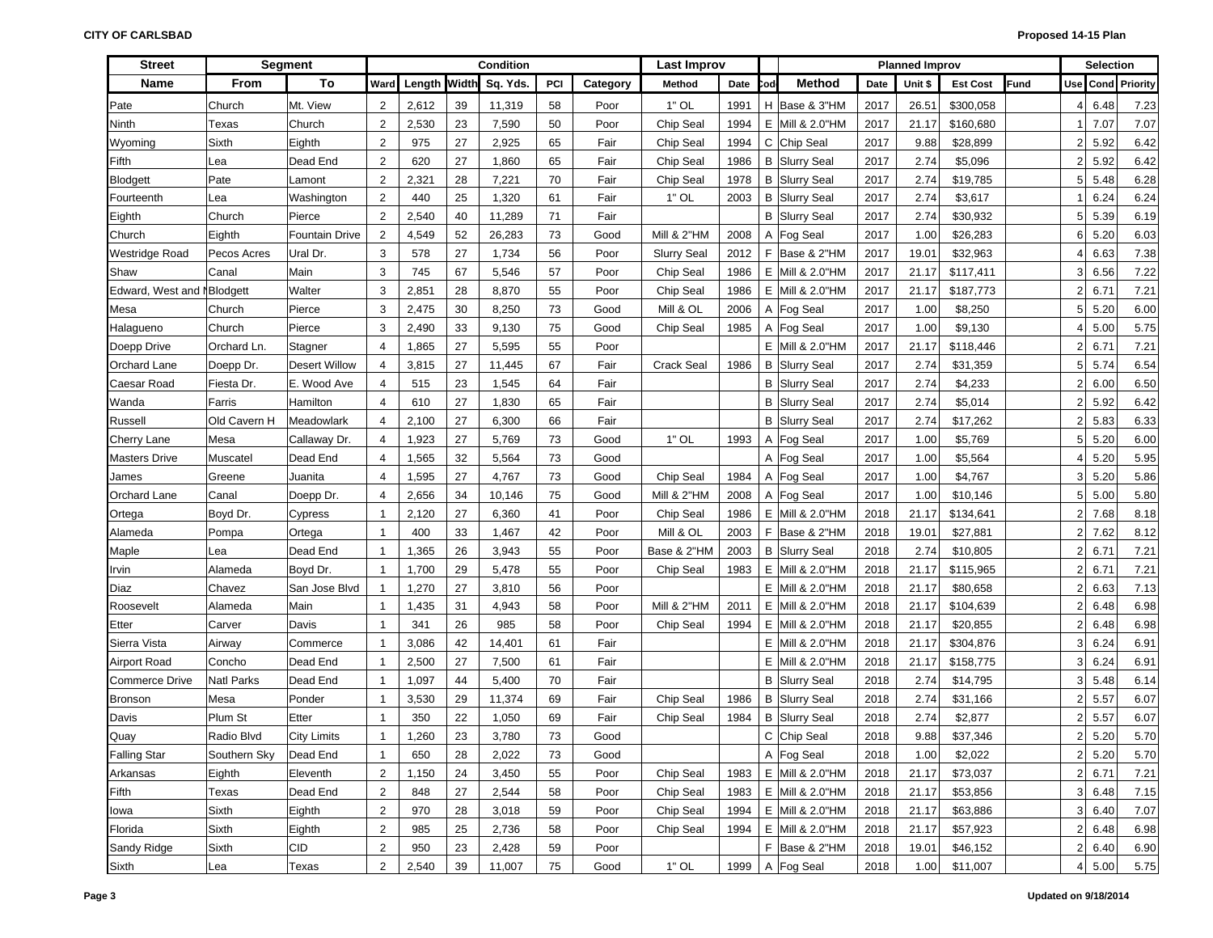**CITY OF CARLSBAD** — **Proposed 14-15 Plan**

| Street | Segment | | Condition | | | | | | Last Improv | | | Planned Improv | | | | | Selection | | |
|---|---|---|---|---|---|---|---|---|---|---|---|---|---|---|---|---|---|---|---|
| Name | From | To | Ward | Length | Width | Sq. Yds. | PCI | Category | Method | Date | Cod | Method | Date | Unit $ | Est Cost | Fund | Use | Cond | Priority |
| Pate | Church | Mt. View | 2 | 2,612 | 39 | 11,319 | 58 | Poor | 1" OL | 1991 | H | Base & 3"HM | 2017 | 26.51 | $300,058 | | 4 | 6.48 | 7.23 |
| Ninth | Texas | Church | 2 | 2,530 | 23 | 7,590 | 50 | Poor | Chip Seal | 1994 | E | Mill & 2.0"HM | 2017 | 21.17 | $160,680 | | 1 | 7.07 | 7.07 |
| Wyoming | Sixth | Eighth | 2 | 975 | 27 | 2,925 | 65 | Fair | Chip Seal | 1994 | C | Chip Seal | 2017 | 9.88 | $28,899 | | 2 | 5.92 | 6.42 |
| Fifth | Lea | Dead End | 2 | 620 | 27 | 1,860 | 65 | Fair | Chip Seal | 1986 | B | Slurry Seal | 2017 | 2.74 | $5,096 | | 2 | 5.92 | 6.42 |
| Blodgett | Pate | Lamont | 2 | 2,321 | 28 | 7,221 | 70 | Fair | Chip Seal | 1978 | B | Slurry Seal | 2017 | 2.74 | $19,785 | | 5 | 5.48 | 6.28 |
| Fourteenth | Lea | Washington | 2 | 440 | 25 | 1,320 | 61 | Fair | 1" OL | 2003 | B | Slurry Seal | 2017 | 2.74 | $3,617 | | 1 | 6.24 | 6.24 |
| Eighth | Church | Pierce | 2 | 2,540 | 40 | 11,289 | 71 | Fair | | | B | Slurry Seal | 2017 | 2.74 | $30,932 | | 5 | 5.39 | 6.19 |
| Church | Eighth | Fountain Drive | 2 | 4,549 | 52 | 26,283 | 73 | Good | Mill & 2"HM | 2008 | A | Fog Seal | 2017 | 1.00 | $26,283 | | 6 | 5.20 | 6.03 |
| Westridge Road | Pecos Acres | Ural Dr. | 3 | 578 | 27 | 1,734 | 56 | Poor | Slurry Seal | 2012 | F | Base & 2"HM | 2017 | 19.01 | $32,963 | | 4 | 6.63 | 7.38 |
| Shaw | Canal | Main | 3 | 745 | 67 | 5,546 | 57 | Poor | Chip Seal | 1986 | E | Mill & 2.0"HM | 2017 | 21.17 | $117,411 | | 3 | 6.56 | 7.22 |
| Edward, West and N | Blodgett | Walter | 3 | 2,851 | 28 | 8,870 | 55 | Poor | Chip Seal | 1986 | E | Mill & 2.0"HM | 2017 | 21.17 | $187,773 | | 2 | 6.71 | 7.21 |
| Mesa | Church | Pierce | 3 | 2,475 | 30 | 8,250 | 73 | Good | Mill & OL | 2006 | A | Fog Seal | 2017 | 1.00 | $8,250 | | 5 | 5.20 | 6.00 |
| Halagueno | Church | Pierce | 3 | 2,490 | 33 | 9,130 | 75 | Good | Chip Seal | 1985 | A | Fog Seal | 2017 | 1.00 | $9,130 | | 4 | 5.00 | 5.75 |
| Doepp Drive | Orchard Ln. | Stagner | 4 | 1,865 | 27 | 5,595 | 55 | Poor | | | E | Mill & 2.0"HM | 2017 | 21.17 | $118,446 | | 2 | 6.71 | 7.21 |
| Orchard Lane | Doepp Dr. | Desert Willow | 4 | 3,815 | 27 | 11,445 | 67 | Fair | Crack Seal | 1986 | B | Slurry Seal | 2017 | 2.74 | $31,359 | | 5 | 5.74 | 6.54 |
| Caesar Road | Fiesta Dr. | E. Wood Ave | 4 | 515 | 23 | 1,545 | 64 | Fair | | | B | Slurry Seal | 2017 | 2.74 | $4,233 | | 2 | 6.00 | 6.50 |
| Wanda | Farris | Hamilton | 4 | 610 | 27 | 1,830 | 65 | Fair | | | B | Slurry Seal | 2017 | 2.74 | $5,014 | | 2 | 5.92 | 6.42 |
| Russell | Old Cavern H | Meadowlark | 4 | 2,100 | 27 | 6,300 | 66 | Fair | | | B | Slurry Seal | 2017 | 2.74 | $17,262 | | 2 | 5.83 | 6.33 |
| Cherry Lane | Mesa | Callaway Dr. | 4 | 1,923 | 27 | 5,769 | 73 | Good | 1" OL | 1993 | A | Fog Seal | 2017 | 1.00 | $5,769 | | 5 | 5.20 | 6.00 |
| Masters Drive | Muscatel | Dead End | 4 | 1,565 | 32 | 5,564 | 73 | Good | | | A | Fog Seal | 2017 | 1.00 | $5,564 | | 4 | 5.20 | 5.95 |
| James | Greene | Juanita | 4 | 1,595 | 27 | 4,767 | 73 | Good | Chip Seal | 1984 | A | Fog Seal | 2017 | 1.00 | $4,767 | | 3 | 5.20 | 5.86 |
| Orchard Lane | Canal | Doepp Dr. | 4 | 2,656 | 34 | 10,146 | 75 | Good | Mill & 2"HM | 2008 | A | Fog Seal | 2017 | 1.00 | $10,146 | | 5 | 5.00 | 5.80 |
| Ortega | Boyd Dr. | Cypress | 1 | 2,120 | 27 | 6,360 | 41 | Poor | Chip Seal | 1986 | E | Mill & 2.0"HM | 2018 | 21.17 | $134,641 | | 2 | 7.68 | 8.18 |
| Alameda | Pompa | Ortega | 1 | 400 | 33 | 1,467 | 42 | Poor | Mill & OL | 2003 | F | Base & 2"HM | 2018 | 19.01 | $27,881 | | 2 | 7.62 | 8.12 |
| Maple | Lea | Dead End | 1 | 1,365 | 26 | 3,943 | 55 | Poor | Base & 2"HM | 2003 | B | Slurry Seal | 2018 | 2.74 | $10,805 | | 2 | 6.71 | 7.21 |
| Irvin | Alameda | Boyd Dr. | 1 | 1,700 | 29 | 5,478 | 55 | Poor | Chip Seal | 1983 | E | Mill & 2.0"HM | 2018 | 21.17 | $115,965 | | 2 | 6.71 | 7.21 |
| Diaz | Chavez | San Jose Blvd | 1 | 1,270 | 27 | 3,810 | 56 | Poor | | | E | Mill & 2.0"HM | 2018 | 21.17 | $80,658 | | 2 | 6.63 | 7.13 |
| Roosevelt | Alameda | Main | 1 | 1,435 | 31 | 4,943 | 58 | Poor | Mill & 2"HM | 2011 | E | Mill & 2.0"HM | 2018 | 21.17 | $104,639 | | 2 | 6.48 | 6.98 |
| Etter | Carver | Davis | 1 | 341 | 26 | 985 | 58 | Poor | Chip Seal | 1994 | E | Mill & 2.0"HM | 2018 | 21.17 | $20,855 | | 2 | 6.48 | 6.98 |
| Sierra Vista | Airway | Commerce | 1 | 3,086 | 42 | 14,401 | 61 | Fair | | | E | Mill & 2.0"HM | 2018 | 21.17 | $304,876 | | 3 | 6.24 | 6.91 |
| Airport Road | Concho | Dead End | 1 | 2,500 | 27 | 7,500 | 61 | Fair | | | E | Mill & 2.0"HM | 2018 | 21.17 | $158,775 | | 3 | 6.24 | 6.91 |
| Commerce Drive | Natl Parks | Dead End | 1 | 1,097 | 44 | 5,400 | 70 | Fair | | | B | Slurry Seal | 2018 | 2.74 | $14,795 | | 3 | 5.48 | 6.14 |
| Bronson | Mesa | Ponder | 1 | 3,530 | 29 | 11,374 | 69 | Fair | Chip Seal | 1986 | B | Slurry Seal | 2018 | 2.74 | $31,166 | | 2 | 5.57 | 6.07 |
| Davis | Plum St | Etter | 1 | 350 | 22 | 1,050 | 69 | Fair | Chip Seal | 1984 | B | Slurry Seal | 2018 | 2.74 | $2,877 | | 2 | 5.57 | 6.07 |
| Quay | Radio Blvd | City Limits | 1 | 1,260 | 23 | 3,780 | 73 | Good | | | C | Chip Seal | 2018 | 9.88 | $37,346 | | 2 | 5.20 | 5.70 |
| Falling Star | Southern Sky | Dead End | 1 | 650 | 28 | 2,022 | 73 | Good | | | A | Fog Seal | 2018 | 1.00 | $2,022 | | 2 | 5.20 | 5.70 |
| Arkansas | Eighth | Eleventh | 2 | 1,150 | 24 | 3,450 | 55 | Poor | Chip Seal | 1983 | E | Mill & 2.0"HM | 2018 | 21.17 | $73,037 | | 2 | 6.71 | 7.21 |
| Fifth | Texas | Dead End | 2 | 848 | 27 | 2,544 | 58 | Poor | Chip Seal | 1983 | E | Mill & 2.0"HM | 2018 | 21.17 | $53,856 | | 3 | 6.48 | 7.15 |
| Iowa | Sixth | Eighth | 2 | 970 | 28 | 3,018 | 59 | Poor | Chip Seal | 1994 | E | Mill & 2.0"HM | 2018 | 21.17 | $63,886 | | 3 | 6.40 | 7.07 |
| Florida | Sixth | Eighth | 2 | 985 | 25 | 2,736 | 58 | Poor | Chip Seal | 1994 | E | Mill & 2.0"HM | 2018 | 21.17 | $57,923 | | 2 | 6.48 | 6.98 |
| Sandy Ridge | Sixth | CID | 2 | 950 | 23 | 2,428 | 59 | Poor | | | F | Base & 2"HM | 2018 | 19.01 | $46,152 | | 2 | 6.40 | 6.90 |
| Sixth | Lea | Texas | 2 | 2,540 | 39 | 11,007 | 75 | Good | 1" OL | 1999 | A | Fog Seal | 2018 | 1.00 | $11,007 | | 4 | 5.00 | 5.75 |

Updated on 9/18/2014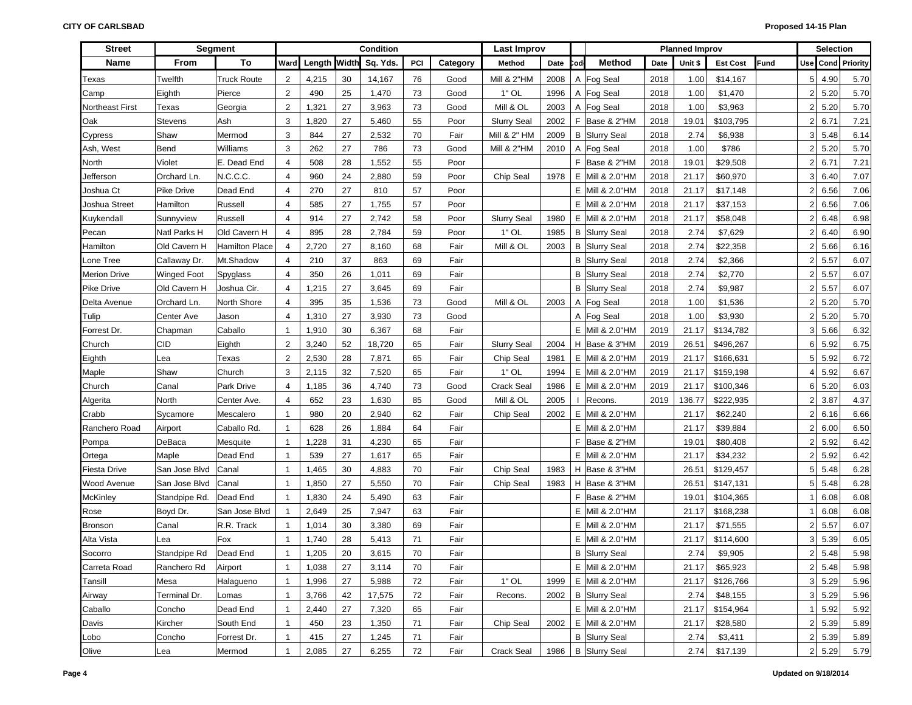**CITY OF CARLSBAD** | **Proposed 14-15 Plan**

| Street | Segment | | Condition | | | | | | Last Improv | | | Planned Improv | | | | | Selection | | |
|---|---|---|---|---|---|---|---|---|---|---|---|---|---|---|---|---|---|---|---|
| Name | From | To | Ward | Length | Width | Sq. Yds. | PCI | Category | Method | Date | Cod | Method | Date | Unit $ | Est Cost | Fund | Use | Cond | Priority |
| Texas | Twelfth | Truck Route | 2 | 4,215 | 30 | 14,167 | 76 | Good | Mill & 2"HM | 2008 | A | Fog Seal | 2018 | 1.00 | $14,167 | | 5 | 4.90 | 5.70 |
| Camp | Eighth | Pierce | 2 | 490 | 25 | 1,470 | 73 | Good | 1" OL | 1996 | A | Fog Seal | 2018 | 1.00 | $1,470 | | 2 | 5.20 | 5.70 |
| Northeast First | Texas | Georgia | 2 | 1,321 | 27 | 3,963 | 73 | Good | Mill & OL | 2003 | A | Fog Seal | 2018 | 1.00 | $3,963 | | 2 | 5.20 | 5.70 |
| Oak | Stevens | Ash | 3 | 1,820 | 27 | 5,460 | 55 | Poor | Slurry Seal | 2002 | F | Base & 2"HM | 2018 | 19.01 | $103,795 | | 2 | 6.71 | 7.21 |
| Cypress | Shaw | Mermod | 3 | 844 | 27 | 2,532 | 70 | Fair | Mill & 2" HM | 2009 | B | Slurry Seal | 2018 | 2.74 | $6,938 | | 3 | 5.48 | 6.14 |
| Ash, West | Bend | Williams | 3 | 262 | 27 | 786 | 73 | Good | Mill & 2"HM | 2010 | A | Fog Seal | 2018 | 1.00 | $786 | | 2 | 5.20 | 5.70 |
| North | Violet | E. Dead End | 4 | 508 | 28 | 1,552 | 55 | Poor | | | F | Base & 2"HM | 2018 | 19.01 | $29,508 | | 2 | 6.71 | 7.21 |
| Jefferson | Orchard Ln. | N.C.C.C. | 4 | 960 | 24 | 2,880 | 59 | Poor | Chip Seal | 1978 | E | Mill & 2.0"HM | 2018 | 21.17 | $60,970 | | 3 | 6.40 | 7.07 |
| Joshua Ct | Pike Drive | Dead End | 4 | 270 | 27 | 810 | 57 | Poor | | | E | Mill & 2.0"HM | 2018 | 21.17 | $17,148 | | 2 | 6.56 | 7.06 |
| Joshua Street | Hamilton | Russell | 4 | 585 | 27 | 1,755 | 57 | Poor | | | E | Mill & 2.0"HM | 2018 | 21.17 | $37,153 | | 2 | 6.56 | 7.06 |
| Kuykendall | Sunnyview | Russell | 4 | 914 | 27 | 2,742 | 58 | Poor | Slurry Seal | 1980 | E | Mill & 2.0"HM | 2018 | 21.17 | $58,048 | | 2 | 6.48 | 6.98 |
| Pecan | Natl Parks H | Old Cavern H | 4 | 895 | 28 | 2,784 | 59 | Poor | 1" OL | 1985 | B | Slurry Seal | 2018 | 2.74 | $7,629 | | 2 | 6.40 | 6.90 |
| Hamilton | Old Cavern H | Hamilton Place | 4 | 2,720 | 27 | 8,160 | 68 | Fair | Mill & OL | 2003 | B | Slurry Seal | 2018 | 2.74 | $22,358 | | 2 | 5.66 | 6.16 |
| Lone Tree | Callaway Dr. | Mt.Shadow | 4 | 210 | 37 | 863 | 69 | Fair | | | B | Slurry Seal | 2018 | 2.74 | $2,366 | | 2 | 5.57 | 6.07 |
| Merion Drive | Winged Foot | Spyglass | 4 | 350 | 26 | 1,011 | 69 | Fair | | | B | Slurry Seal | 2018 | 2.74 | $2,770 | | 2 | 5.57 | 6.07 |
| Pike Drive | Old Cavern H | Joshua Cir. | 4 | 1,215 | 27 | 3,645 | 69 | Fair | | | B | Slurry Seal | 2018 | 2.74 | $9,987 | | 2 | 5.57 | 6.07 |
| Delta Avenue | Orchard Ln. | North Shore | 4 | 395 | 35 | 1,536 | 73 | Good | Mill & OL | 2003 | A | Fog Seal | 2018 | 1.00 | $1,536 | | 2 | 5.20 | 5.70 |
| Tulip | Center Ave | Jason | 4 | 1,310 | 27 | 3,930 | 73 | Good | | | A | Fog Seal | 2018 | 1.00 | $3,930 | | 2 | 5.20 | 5.70 |
| Forrest Dr. | Chapman | Caballo | 1 | 1,910 | 30 | 6,367 | 68 | Fair | | | E | Mill & 2.0"HM | 2019 | 21.17 | $134,782 | | 3 | 5.66 | 6.32 |
| Church | CID | Eighth | 2 | 3,240 | 52 | 18,720 | 65 | Fair | Slurry Seal | 2004 | H | Base & 3"HM | 2019 | 26.51 | $496,267 | | 6 | 5.92 | 6.75 |
| Eighth | Lea | Texas | 2 | 2,530 | 28 | 7,871 | 65 | Fair | Chip Seal | 1981 | E | Mill & 2.0"HM | 2019 | 21.17 | $166,631 | | 5 | 5.92 | 6.72 |
| Maple | Shaw | Church | 3 | 2,115 | 32 | 7,520 | 65 | Fair | 1" OL | 1994 | E | Mill & 2.0"HM | 2019 | 21.17 | $159,198 | | 4 | 5.92 | 6.67 |
| Church | Canal | Park Drive | 4 | 1,185 | 36 | 4,740 | 73 | Good | Crack Seal | 1986 | E | Mill & 2.0"HM | 2019 | 21.17 | $100,346 | | 6 | 5.20 | 6.03 |
| Algerita | North | Center Ave. | 4 | 652 | 23 | 1,630 | 85 | Good | Mill & OL | 2005 | I | Recons. | 2019 | 136.77 | $222,935 | | 2 | 3.87 | 4.37 |
| Crabb | Sycamore | Mescalero | 1 | 980 | 20 | 2,940 | 62 | Fair | Chip Seal | 2002 | E | Mill & 2.0"HM | | 21.17 | $62,240 | | 2 | 6.16 | 6.66 |
| Ranchero Road | Airport | Caballo Rd. | 1 | 628 | 26 | 1,884 | 64 | Fair | | | E | Mill & 2.0"HM | | 21.17 | $39,884 | | 2 | 6.00 | 6.50 |
| Pompa | DeBaca | Mesquite | 1 | 1,228 | 31 | 4,230 | 65 | Fair | | | F | Base & 2"HM | | 19.01 | $80,408 | | 2 | 5.92 | 6.42 |
| Ortega | Maple | Dead End | 1 | 539 | 27 | 1,617 | 65 | Fair | | | E | Mill & 2.0"HM | | 21.17 | $34,232 | | 2 | 5.92 | 6.42 |
| Fiesta Drive | San Jose Blvd | Canal | 1 | 1,465 | 30 | 4,883 | 70 | Fair | Chip Seal | 1983 | H | Base & 3"HM | | 26.51 | $129,457 | | 5 | 5.48 | 6.28 |
| Wood Avenue | San Jose Blvd | Canal | 1 | 1,850 | 27 | 5,550 | 70 | Fair | Chip Seal | 1983 | H | Base & 3"HM | | 26.51 | $147,131 | | 5 | 5.48 | 6.28 |
| McKinley | Standpipe Rd. | Dead End | 1 | 1,830 | 24 | 5,490 | 63 | Fair | | | F | Base & 2"HM | | 19.01 | $104,365 | | 1 | 6.08 | 6.08 |
| Rose | Boyd Dr. | San Jose Blvd | 1 | 2,649 | 25 | 7,947 | 63 | Fair | | | E | Mill & 2.0"HM | | 21.17 | $168,238 | | 1 | 6.08 | 6.08 |
| Bronson | Canal | R.R. Track | 1 | 1,014 | 30 | 3,380 | 69 | Fair | | | E | Mill & 2.0"HM | | 21.17 | $71,555 | | 2 | 5.57 | 6.07 |
| Alta Vista | Lea | Fox | 1 | 1,740 | 28 | 5,413 | 71 | Fair | | | E | Mill & 2.0"HM | | 21.17 | $114,600 | | 3 | 5.39 | 6.05 |
| Socorro | Standpipe Rd | Dead End | 1 | 1,205 | 20 | 3,615 | 70 | Fair | | | B | Slurry Seal | | 2.74 | $9,905 | | 2 | 5.48 | 5.98 |
| Carreta Road | Ranchero Rd | Airport | 1 | 1,038 | 27 | 3,114 | 70 | Fair | | | E | Mill & 2.0"HM | | 21.17 | $65,923 | | 2 | 5.48 | 5.98 |
| Tansill | Mesa | Halagueno | 1 | 1,996 | 27 | 5,988 | 72 | Fair | 1" OL | 1999 | E | Mill & 2.0"HM | | 21.17 | $126,766 | | 3 | 5.29 | 5.96 |
| Airway | Terminal Dr. | Lomas | 1 | 3,766 | 42 | 17,575 | 72 | Fair | Recons. | 2002 | B | Slurry Seal | | 2.74 | $48,155 | | 3 | 5.29 | 5.96 |
| Caballo | Concho | Dead End | 1 | 2,440 | 27 | 7,320 | 65 | Fair | | | E | Mill & 2.0"HM | | 21.17 | $154,964 | | 1 | 5.92 | 5.92 |
| Davis | Kircher | South End | 1 | 450 | 23 | 1,350 | 71 | Fair | Chip Seal | 2002 | E | Mill & 2.0"HM | | 21.17 | $28,580 | | 2 | 5.39 | 5.89 |
| Lobo | Concho | Forrest Dr. | 1 | 415 | 27 | 1,245 | 71 | Fair | | | B | Slurry Seal | | 2.74 | $3,411 | | 2 | 5.39 | 5.89 |
| Olive | Lea | Mermod | 1 | 2,085 | 27 | 6,255 | 72 | Fair | Crack Seal | 1986 | B | Slurry Seal | | 2.74 | $17,139 | | 2 | 5.29 | 5.79 |

Updated on 9/18/2014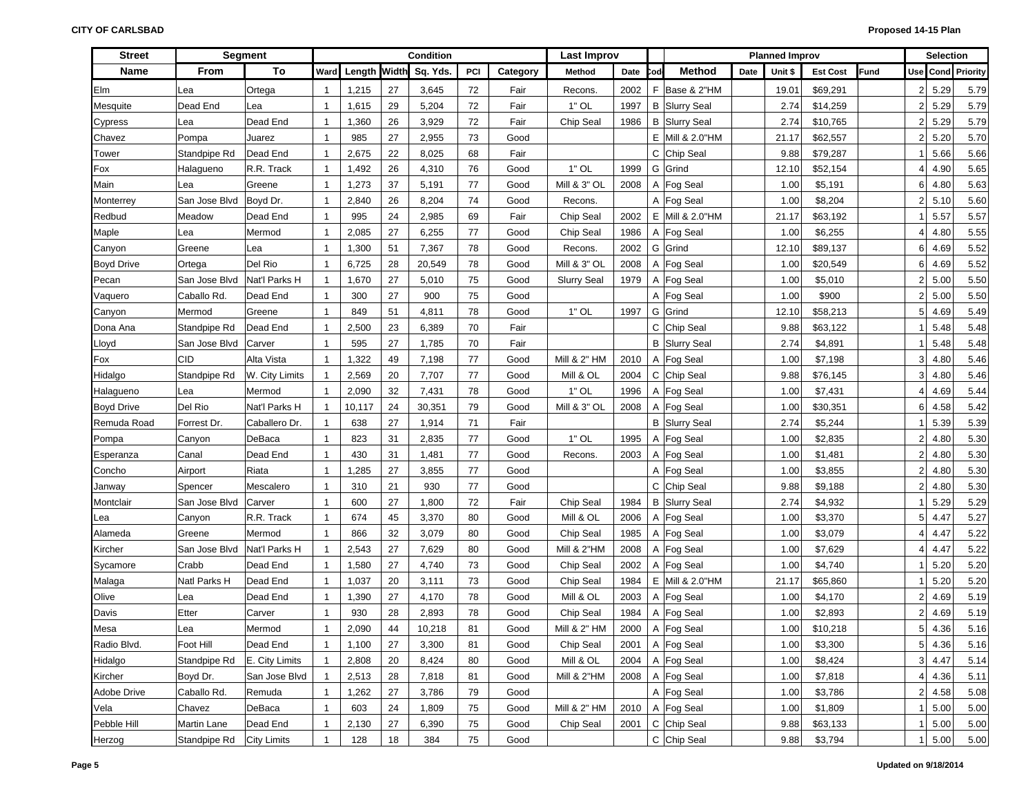**CITY OF CARLSBAD** — **Proposed 14-15 Plan**

| Street | Segment | | Condition | | | | | | Last Improv | | | Planned Improv | | | | | | Selection | | |
|---|---|---|---|---|---|---|---|---|---|---|---|---|---|---|---|---|---|---|---|---|
| Name | From | To | Ward | Length | Width | Sq. Yds. | PCI | Category | Method | Date | Cod | Method | Date | Unit $ | Est Cost | Fund | Use | Cond | Priority |
| Elm | Lea | Ortega | 1 | 1,215 | 27 | 3,645 | 72 | Fair | Recons. | 2002 | F | Base & 2"HM | | 19.01 | $69,291 | | 2 | 5.29 | 5.79 |
| Mesquite | Dead End | Lea | 1 | 1,615 | 29 | 5,204 | 72 | Fair | 1" OL | 1997 | B | Slurry Seal | | 2.74 | $14,259 | | 2 | 5.29 | 5.79 |
| Cypress | Lea | Dead End | 1 | 1,360 | 26 | 3,929 | 72 | Fair | Chip Seal | 1986 | B | Slurry Seal | | 2.74 | $10,765 | | 2 | 5.29 | 5.79 |
| Chavez | Pompa | Juarez | 1 | 985 | 27 | 2,955 | 73 | Good | | | E | Mill & 2.0"HM | | 21.17 | $62,557 | | 2 | 5.20 | 5.70 |
| Tower | Standpipe Rd | Dead End | 1 | 2,675 | 22 | 8,025 | 68 | Fair | | | C | Chip Seal | | 9.88 | $79,287 | | 1 | 5.66 | 5.66 |
| Fox | Halagueno | R.R. Track | 1 | 1,492 | 26 | 4,310 | 76 | Good | 1" OL | 1999 | G | Grind | | 12.10 | $52,154 | | 4 | 4.90 | 5.65 |
| Main | Lea | Greene | 1 | 1,273 | 37 | 5,191 | 77 | Good | Mill & 3" OL | 2008 | A | Fog Seal | | 1.00 | $5,191 | | 6 | 4.80 | 5.63 |
| Monterrey | San Jose Blvd | Boyd Dr. | 1 | 2,840 | 26 | 8,204 | 74 | Good | Recons. | | A | Fog Seal | | 1.00 | $8,204 | | 2 | 5.10 | 5.60 |
| Redbud | Meadow | Dead End | 1 | 995 | 27 | 2,985 | 69 | Fair | Chip Seal | 2002 | E | Mill & 2.0"HM | | 21.17 | $63,192 | | 1 | 5.57 | 5.57 |
| Maple | Lea | Mermod | 1 | 2,085 | 27 | 6,255 | 77 | Good | Chip Seal | 1986 | A | Fog Seal | | 1.00 | $6,255 | | 4 | 4.80 | 5.55 |
| Canyon | Greene | Lea | 1 | 1,300 | 51 | 7,367 | 78 | Good | Recons. | 2002 | G | Grind | | 12.10 | $89,137 | | 6 | 4.69 | 5.52 |
| Boyd Drive | Ortega | Del Rio | 1 | 6,725 | 28 | 20,549 | 78 | Good | Mill & 3" OL | 2008 | A | Fog Seal | | 1.00 | $20,549 | | 6 | 4.69 | 5.52 |
| Pecan | San Jose Blvd | Nat'l Parks H | 1 | 1,670 | 27 | 5,010 | 75 | Good | Slurry Seal | 1979 | A | Fog Seal | | 1.00 | $5,010 | | 2 | 5.00 | 5.50 |
| Vaquero | Caballo Rd. | Dead End | 1 | 300 | 27 | 900 | 75 | Good | | | A | Fog Seal | | 1.00 | $900 | | 2 | 5.00 | 5.50 |
| Canyon | Mermod | Greene | 1 | 849 | 51 | 4,811 | 78 | Good | 1" OL | 1997 | G | Grind | | 12.10 | $58,213 | | 5 | 4.69 | 5.49 |
| Dona Ana | Standpipe Rd | Dead End | 1 | 2,500 | 23 | 6,389 | 70 | Fair | | | C | Chip Seal | | 9.88 | $63,122 | | 1 | 5.48 | 5.48 |
| Lloyd | San Jose Blvd | Carver | 1 | 595 | 27 | 1,785 | 70 | Fair | | | B | Slurry Seal | | 2.74 | $4,891 | | 1 | 5.48 | 5.48 |
| Fox | CID | Alta Vista | 1 | 1,322 | 49 | 7,198 | 77 | Good | Mill & 2" HM | 2010 | A | Fog Seal | | 1.00 | $7,198 | | 3 | 4.80 | 5.46 |
| Hidalgo | Standpipe Rd | W. City Limits | 1 | 2,569 | 20 | 7,707 | 77 | Good | Mill & OL | 2004 | C | Chip Seal | | 9.88 | $76,145 | | 3 | 4.80 | 5.46 |
| Halagueno | Lea | Mermod | 1 | 2,090 | 32 | 7,431 | 78 | Good | 1" OL | 1996 | A | Fog Seal | | 1.00 | $7,431 | | 4 | 4.69 | 5.44 |
| Boyd Drive | Del Rio | Nat'l Parks H | 1 | 10,117 | 24 | 30,351 | 79 | Good | Mill & 3" OL | 2008 | A | Fog Seal | | 1.00 | $30,351 | | 6 | 4.58 | 5.42 |
| Remuda Road | Forrest Dr. | Caballero Dr. | 1 | 638 | 27 | 1,914 | 71 | Fair | | | B | Slurry Seal | | 2.74 | $5,244 | | 1 | 5.39 | 5.39 |
| Pompa | Canyon | DeBaca | 1 | 823 | 31 | 2,835 | 77 | Good | 1" OL | 1995 | A | Fog Seal | | 1.00 | $2,835 | | 2 | 4.80 | 5.30 |
| Esperanza | Canal | Dead End | 1 | 430 | 31 | 1,481 | 77 | Good | Recons. | 2003 | A | Fog Seal | | 1.00 | $1,481 | | 2 | 4.80 | 5.30 |
| Concho | Airport | Riata | 1 | 1,285 | 27 | 3,855 | 77 | Good | | | A | Fog Seal | | 1.00 | $3,855 | | 2 | 4.80 | 5.30 |
| Janway | Spencer | Mescalero | 1 | 310 | 21 | 930 | 77 | Good | | | C | Chip Seal | | 9.88 | $9,188 | | 2 | 4.80 | 5.30 |
| Montclair | San Jose Blvd | Carver | 1 | 600 | 27 | 1,800 | 72 | Fair | Chip Seal | 1984 | B | Slurry Seal | | 2.74 | $4,932 | | 1 | 5.29 | 5.29 |
| Lea | Canyon | R.R. Track | 1 | 674 | 45 | 3,370 | 80 | Good | Mill & OL | 2006 | A | Fog Seal | | 1.00 | $3,370 | | 5 | 4.47 | 5.27 |
| Alameda | Greene | Mermod | 1 | 866 | 32 | 3,079 | 80 | Good | Chip Seal | 1985 | A | Fog Seal | | 1.00 | $3,079 | | 4 | 4.47 | 5.22 |
| Kircher | San Jose Blvd | Nat'l Parks H | 1 | 2,543 | 27 | 7,629 | 80 | Good | Mill & 2"HM | 2008 | A | Fog Seal | | 1.00 | $7,629 | | 4 | 4.47 | 5.22 |
| Sycamore | Crabb | Dead End | 1 | 1,580 | 27 | 4,740 | 73 | Good | Chip Seal | 2002 | A | Fog Seal | | 1.00 | $4,740 | | 1 | 5.20 | 5.20 |
| Malaga | Natl Parks H | Dead End | 1 | 1,037 | 20 | 3,111 | 73 | Good | Chip Seal | 1984 | E | Mill & 2.0"HM | | 21.17 | $65,860 | | 1 | 5.20 | 5.20 |
| Olive | Lea | Dead End | 1 | 1,390 | 27 | 4,170 | 78 | Good | Mill & OL | 2003 | A | Fog Seal | | 1.00 | $4,170 | | 2 | 4.69 | 5.19 |
| Davis | Etter | Carver | 1 | 930 | 28 | 2,893 | 78 | Good | Chip Seal | 1984 | A | Fog Seal | | 1.00 | $2,893 | | 2 | 4.69 | 5.19 |
| Mesa | Lea | Mermod | 1 | 2,090 | 44 | 10,218 | 81 | Good | Mill & 2" HM | 2000 | A | Fog Seal | | 1.00 | $10,218 | | 5 | 4.36 | 5.16 |
| Radio Blvd. | Foot Hill | Dead End | 1 | 1,100 | 27 | 3,300 | 81 | Good | Chip Seal | 2001 | A | Fog Seal | | 1.00 | $3,300 | | 5 | 4.36 | 5.16 |
| Hidalgo | Standpipe Rd | E. City Limits | 1 | 2,808 | 20 | 8,424 | 80 | Good | Mill & OL | 2004 | A | Fog Seal | | 1.00 | $8,424 | | 3 | 4.47 | 5.14 |
| Kircher | Boyd Dr. | San Jose Blvd | 1 | 2,513 | 28 | 7,818 | 81 | Good | Mill & 2"HM | 2008 | A | Fog Seal | | 1.00 | $7,818 | | 4 | 4.36 | 5.11 |
| Adobe Drive | Caballo Rd. | Remuda | 1 | 1,262 | 27 | 3,786 | 79 | Good | | | A | Fog Seal | | 1.00 | $3,786 | | 2 | 4.58 | 5.08 |
| Vela | Chavez | DeBaca | 1 | 603 | 24 | 1,809 | 75 | Good | Mill & 2" HM | 2010 | A | Fog Seal | | 1.00 | $1,809 | | 1 | 5.00 | 5.00 |
| Pebble Hill | Martin Lane | Dead End | 1 | 2,130 | 27 | 6,390 | 75 | Good | Chip Seal | 2001 | C | Chip Seal | | 9.88 | $63,133 | | 1 | 5.00 | 5.00 |
| Herzog | Standpipe Rd | City Limits | 1 | 128 | 18 | 384 | 75 | Good | | | C | Chip Seal | | 9.88 | $3,794 | | 1 | 5.00 | 5.00 |

Updated on 9/18/2014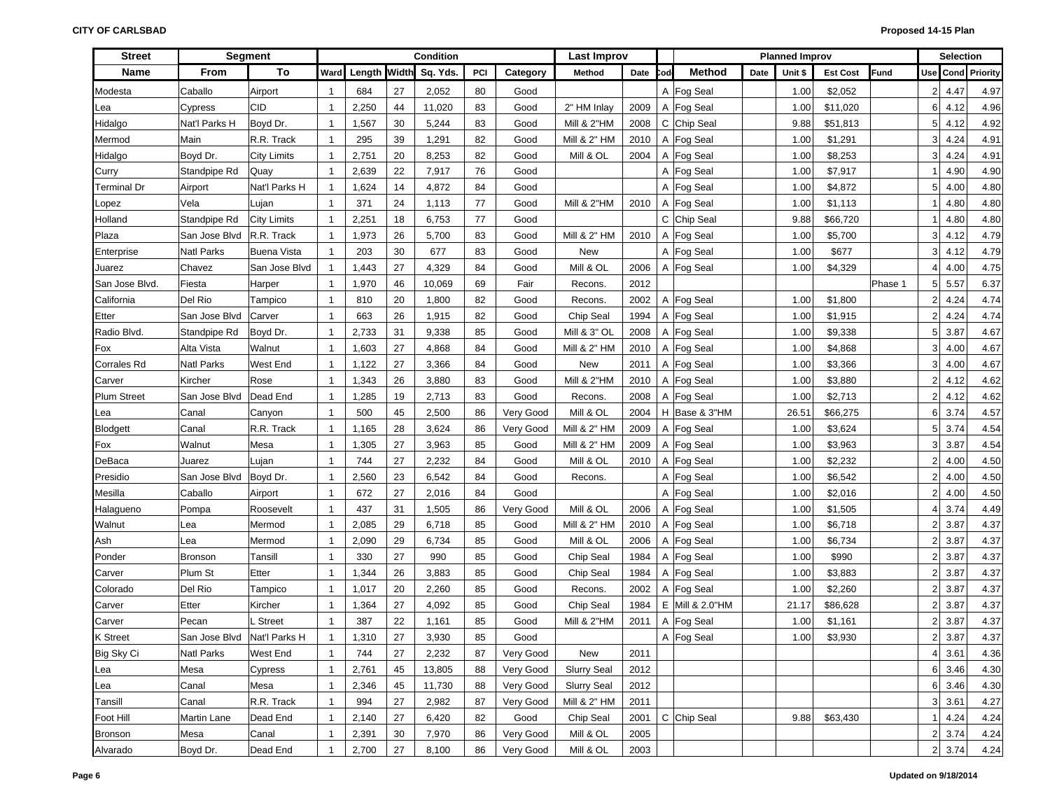**CITY OF CARLSBAD** **Proposed 14-15 Plan**

| Street | Segment | | Condition | | | | | | | Last Improv | | | Planned Improv | | | | | | Selection | | |
|---|---|---|---|---|---|---|---|---|---|---|---|---|---|---|---|---|---|---|---|---|---|
| Name | From | To | Ward | Length | Width | Sq. Yds. | PCI | Category | Method | Date | Cod | Method | Date | Unit $ | Est Cost | Fund | Use | Cond | Priority |
| Modesta | Caballo | Airport | 1 | 684 | 27 | 2,052 | 80 | Good | | | A | Fog Seal | | 1.00 | $2,052 | | 2 | 4.47 | 4.97 |
| Lea | Cypress | CID | 1 | 2,250 | 44 | 11,020 | 83 | Good | 2" HM Inlay | 2009 | A | Fog Seal | | 1.00 | $11,020 | | 6 | 4.12 | 4.96 |
| Hidalgo | Nat'l Parks H | Boyd Dr. | 1 | 1,567 | 30 | 5,244 | 83 | Good | Mill & 2"HM | 2008 | C | Chip Seal | | 9.88 | $51,813 | | 5 | 4.12 | 4.92 |
| Mermod | Main | R.R. Track | 1 | 295 | 39 | 1,291 | 82 | Good | Mill & 2" HM | 2010 | A | Fog Seal | | 1.00 | $1,291 | | 3 | 4.24 | 4.91 |
| Hidalgo | Boyd Dr. | City Limits | 1 | 2,751 | 20 | 8,253 | 82 | Good | Mill & OL | 2004 | A | Fog Seal | | 1.00 | $8,253 | | 3 | 4.24 | 4.91 |
| Curry | Standpipe Rd | Quay | 1 | 2,639 | 22 | 7,917 | 76 | Good | | | A | Fog Seal | | 1.00 | $7,917 | | 1 | 4.90 | 4.90 |
| Terminal Dr | Airport | Nat'l Parks H | 1 | 1,624 | 14 | 4,872 | 84 | Good | | | A | Fog Seal | | 1.00 | $4,872 | | 5 | 4.00 | 4.80 |
| Lopez | Vela | Lujan | 1 | 371 | 24 | 1,113 | 77 | Good | Mill & 2"HM | 2010 | A | Fog Seal | | 1.00 | $1,113 | | 1 | 4.80 | 4.80 |
| Holland | Standpipe Rd | City Limits | 1 | 2,251 | 18 | 6,753 | 77 | Good | | | C | Chip Seal | | 9.88 | $66,720 | | 1 | 4.80 | 4.80 |
| Plaza | San Jose Blvd | R.R. Track | 1 | 1,973 | 26 | 5,700 | 83 | Good | Mill & 2" HM | 2010 | A | Fog Seal | | 1.00 | $5,700 | | 3 | 4.12 | 4.79 |
| Enterprise | Natl Parks | Buena Vista | 1 | 203 | 30 | 677 | 83 | Good | New | | A | Fog Seal | | 1.00 | $677 | | 3 | 4.12 | 4.79 |
| Juarez | Chavez | San Jose Blvd | 1 | 1,443 | 27 | 4,329 | 84 | Good | Mill & OL | 2006 | A | Fog Seal | | 1.00 | $4,329 | | 4 | 4.00 | 4.75 |
| San Jose Blvd. | Fiesta | Harper | 1 | 1,970 | 46 | 10,069 | 69 | Fair | Recons. | 2012 | | | | | | Phase 1 | 5 | 5.57 | 6.37 |
| California | Del Rio | Tampico | 1 | 810 | 20 | 1,800 | 82 | Good | Recons. | 2002 | A | Fog Seal | | 1.00 | $1,800 | | 2 | 4.24 | 4.74 |
| Etter | San Jose Blvd | Carver | 1 | 663 | 26 | 1,915 | 82 | Good | Chip Seal | 1994 | A | Fog Seal | | 1.00 | $1,915 | | 2 | 4.24 | 4.74 |
| Radio Blvd. | Standpipe Rd | Boyd Dr. | 1 | 2,733 | 31 | 9,338 | 85 | Good | Mill & 3" OL | 2008 | A | Fog Seal | | 1.00 | $9,338 | | 5 | 3.87 | 4.67 |
| Fox | Alta Vista | Walnut | 1 | 1,603 | 27 | 4,868 | 84 | Good | Mill & 2" HM | 2010 | A | Fog Seal | | 1.00 | $4,868 | | 3 | 4.00 | 4.67 |
| Corrales Rd | Natl Parks | West End | 1 | 1,122 | 27 | 3,366 | 84 | Good | New | 2011 | A | Fog Seal | | 1.00 | $3,366 | | 3 | 4.00 | 4.67 |
| Carver | Kircher | Rose | 1 | 1,343 | 26 | 3,880 | 83 | Good | Mill & 2"HM | 2010 | A | Fog Seal | | 1.00 | $3,880 | | 2 | 4.12 | 4.62 |
| Plum Street | San Jose Blvd | Dead End | 1 | 1,285 | 19 | 2,713 | 83 | Good | Recons. | 2008 | A | Fog Seal | | 1.00 | $2,713 | | 2 | 4.12 | 4.62 |
| Lea | Canal | Canyon | 1 | 500 | 45 | 2,500 | 86 | Very Good | Mill & OL | 2004 | H | Base & 3"HM | | 26.51 | $66,275 | | 6 | 3.74 | 4.57 |
| Blodgett | Canal | R.R. Track | 1 | 1,165 | 28 | 3,624 | 86 | Very Good | Mill & 2" HM | 2009 | A | Fog Seal | | 1.00 | $3,624 | | 5 | 3.74 | 4.54 |
| Fox | Walnut | Mesa | 1 | 1,305 | 27 | 3,963 | 85 | Good | Mill & 2" HM | 2009 | A | Fog Seal | | 1.00 | $3,963 | | 3 | 3.87 | 4.54 |
| DeBaca | Juarez | Lujan | 1 | 744 | 27 | 2,232 | 84 | Good | Mill & OL | 2010 | A | Fog Seal | | 1.00 | $2,232 | | 2 | 4.00 | 4.50 |
| Presidio | San Jose Blvd | Boyd Dr. | 1 | 2,560 | 23 | 6,542 | 84 | Good | Recons. | | A | Fog Seal | | 1.00 | $6,542 | | 2 | 4.00 | 4.50 |
| Mesilla | Caballo | Airport | 1 | 672 | 27 | 2,016 | 84 | Good | | | A | Fog Seal | | 1.00 | $2,016 | | 2 | 4.00 | 4.50 |
| Halagueno | Pompa | Roosevelt | 1 | 437 | 31 | 1,505 | 86 | Very Good | Mill & OL | 2006 | A | Fog Seal | | 1.00 | $1,505 | | 4 | 3.74 | 4.49 |
| Walnut | Lea | Mermod | 1 | 2,085 | 29 | 6,718 | 85 | Good | Mill & 2" HM | 2010 | A | Fog Seal | | 1.00 | $6,718 | | 2 | 3.87 | 4.37 |
| Ash | Lea | Mermod | 1 | 2,090 | 29 | 6,734 | 85 | Good | Mill & OL | 2006 | A | Fog Seal | | 1.00 | $6,734 | | 2 | 3.87 | 4.37 |
| Ponder | Bronson | Tansill | 1 | 330 | 27 | 990 | 85 | Good | Chip Seal | 1984 | A | Fog Seal | | 1.00 | $990 | | 2 | 3.87 | 4.37 |
| Carver | Plum St | Etter | 1 | 1,344 | 26 | 3,883 | 85 | Good | Chip Seal | 1984 | A | Fog Seal | | 1.00 | $3,883 | | 2 | 3.87 | 4.37 |
| Colorado | Del Rio | Tampico | 1 | 1,017 | 20 | 2,260 | 85 | Good | Recons. | 2002 | A | Fog Seal | | 1.00 | $2,260 | | 2 | 3.87 | 4.37 |
| Carver | Etter | Kircher | 1 | 1,364 | 27 | 4,092 | 85 | Good | Chip Seal | 1984 | E | Mill & 2.0"HM | | 21.17 | $86,628 | | 2 | 3.87 | 4.37 |
| Carver | Pecan | L Street | 1 | 387 | 22 | 1,161 | 85 | Good | Mill & 2"HM | 2011 | A | Fog Seal | | 1.00 | $1,161 | | 2 | 3.87 | 4.37 |
| K Street | San Jose Blvd | Nat'l Parks H | 1 | 1,310 | 27 | 3,930 | 85 | Good | | | A | Fog Seal | | 1.00 | $3,930 | | 2 | 3.87 | 4.37 |
| Big Sky Ci | Natl Parks | West End | 1 | 744 | 27 | 2,232 | 87 | Very Good | New | 2011 | | | | | | | 4 | 3.61 | 4.36 |
| Lea | Mesa | Cypress | 1 | 2,761 | 45 | 13,805 | 88 | Very Good | Slurry Seal | 2012 | | | | | | | 6 | 3.46 | 4.30 |
| Lea | Canal | Mesa | 1 | 2,346 | 45 | 11,730 | 88 | Very Good | Slurry Seal | 2012 | | | | | | | 6 | 3.46 | 4.30 |
| Tansill | Canal | R.R. Track | 1 | 994 | 27 | 2,982 | 87 | Very Good | Mill & 2" HM | 2011 | | | | | | | 3 | 3.61 | 4.27 |
| Foot Hill | Martin Lane | Dead End | 1 | 2,140 | 27 | 6,420 | 82 | Good | Chip Seal | 2001 | C | Chip Seal | | 9.88 | $63,430 | | 1 | 4.24 | 4.24 |
| Bronson | Mesa | Canal | 1 | 2,391 | 30 | 7,970 | 86 | Very Good | Mill & OL | 2005 | | | | | | | 2 | 3.74 | 4.24 |
| Alvarado | Boyd Dr. | Dead End | 1 | 2,700 | 27 | 8,100 | 86 | Very Good | Mill & OL | 2003 | | | | | | | 2 | 3.74 | 4.24 |

Updated on 9/18/2014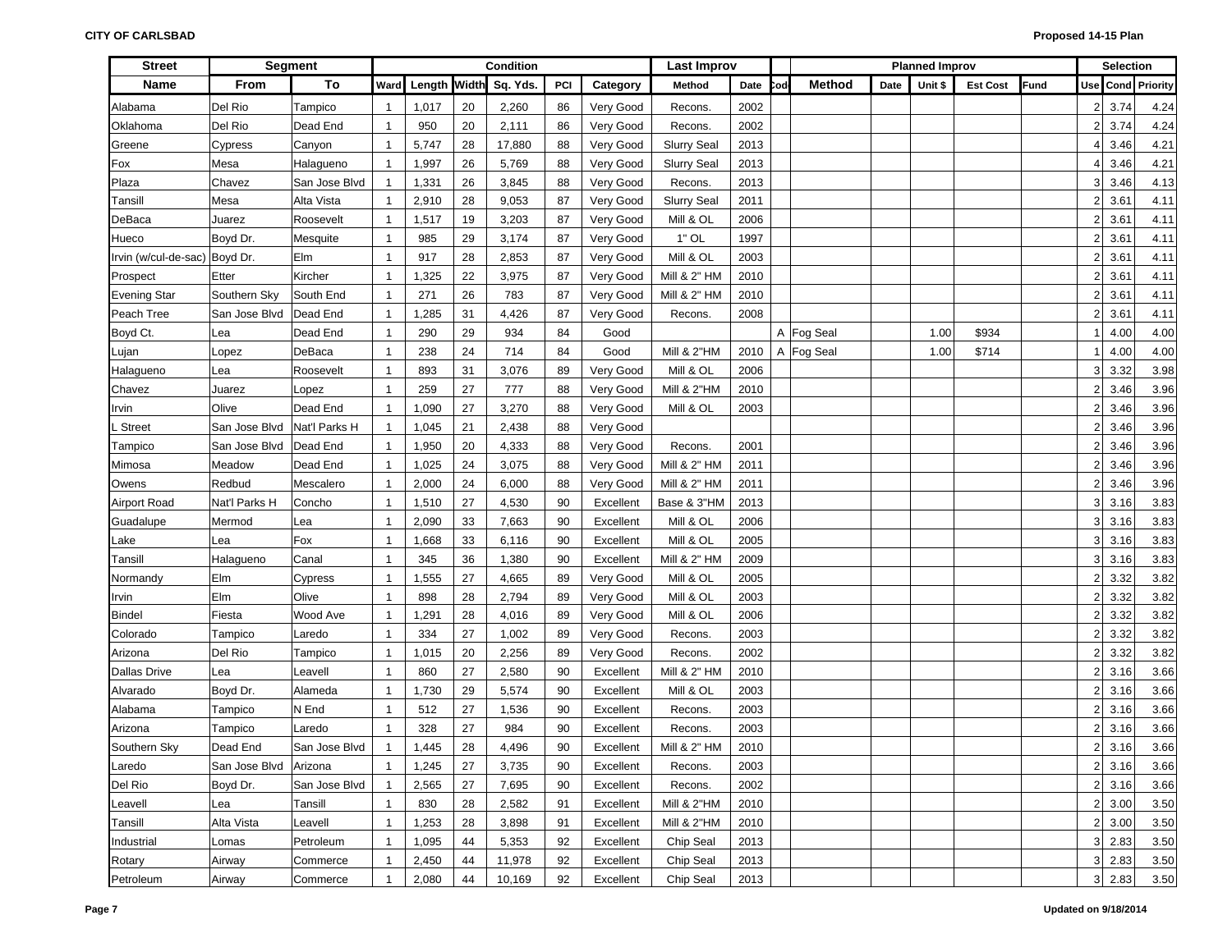**CITY OF CARLSBAD**

**Proposed 14-15 Plan**

| Street | Segment | | Condition | | | | | | Last Improv | | | Planned Improv | | | | | Selection | | |
|---|---|---|---|---|---|---|---|---|---|---|---|---|---|---|---|---|---|---|---|
| Name | From | To | Ward | Length | Width | Sq. Yds. | PCI | Category | Method | Date | Cod | Method | Date | Unit $ | Est Cost | Fund | Use | Cond | Priority |
| Alabama | Del Rio | Tampico | 1 | 1,017 | 20 | 2,260 | 86 | Very Good | Recons. | 2002 | | | | | | | 2 | 3.74 | 4.24 |
| Oklahoma | Del Rio | Dead End | 1 | 950 | 20 | 2,111 | 86 | Very Good | Recons. | 2002 | | | | | | | 2 | 3.74 | 4.24 |
| Greene | Cypress | Canyon | 1 | 5,747 | 28 | 17,880 | 88 | Very Good | Slurry Seal | 2013 | | | | | | | 4 | 3.46 | 4.21 |
| Fox | Mesa | Halagueno | 1 | 1,997 | 26 | 5,769 | 88 | Very Good | Slurry Seal | 2013 | | | | | | | 4 | 3.46 | 4.21 |
| Plaza | Chavez | San Jose Blvd | 1 | 1,331 | 26 | 3,845 | 88 | Very Good | Recons. | 2013 | | | | | | | 3 | 3.46 | 4.13 |
| Tansill | Mesa | Alta Vista | 1 | 2,910 | 28 | 9,053 | 87 | Very Good | Slurry Seal | 2011 | | | | | | | 2 | 3.61 | 4.11 |
| DeBaca | Juarez | Roosevelt | 1 | 1,517 | 19 | 3,203 | 87 | Very Good | Mill & OL | 2006 | | | | | | | 2 | 3.61 | 4.11 |
| Hueco | Boyd Dr. | Mesquite | 1 | 985 | 29 | 3,174 | 87 | Very Good | 1" OL | 1997 | | | | | | | 2 | 3.61 | 4.11 |
| Irvin (w/cul-de-sac) | Boyd Dr. | Elm | 1 | 917 | 28 | 2,853 | 87 | Very Good | Mill & OL | 2003 | | | | | | | 2 | 3.61 | 4.11 |
| Prospect | Etter | Kircher | 1 | 1,325 | 22 | 3,975 | 87 | Very Good | Mill & 2" HM | 2010 | | | | | | | 2 | 3.61 | 4.11 |
| Evening Star | Southern Sky | South End | 1 | 271 | 26 | 783 | 87 | Very Good | Mill & 2" HM | 2010 | | | | | | | 2 | 3.61 | 4.11 |
| Peach Tree | San Jose Blvd | Dead End | 1 | 1,285 | 31 | 4,426 | 87 | Very Good | Recons. | 2008 | | | | | | | 2 | 3.61 | 4.11 |
| Boyd Ct. | Lea | Dead End | 1 | 290 | 29 | 934 | 84 | Good | | | A | Fog Seal | | 1.00 | $934 | | 1 | 4.00 | 4.00 |
| Lujan | Lopez | DeBaca | 1 | 238 | 24 | 714 | 84 | Good | Mill & 2"HM | 2010 | A | Fog Seal | | 1.00 | $714 | | 1 | 4.00 | 4.00 |
| Halagueno | Lea | Roosevelt | 1 | 893 | 31 | 3,076 | 89 | Very Good | Mill & OL | 2006 | | | | | | | 3 | 3.32 | 3.98 |
| Chavez | Juarez | Lopez | 1 | 259 | 27 | 777 | 88 | Very Good | Mill & 2"HM | 2010 | | | | | | | 2 | 3.46 | 3.96 |
| Irvin | Olive | Dead End | 1 | 1,090 | 27 | 3,270 | 88 | Very Good | Mill & OL | 2003 | | | | | | | 2 | 3.46 | 3.96 |
| L Street | San Jose Blvd | Nat'l Parks H | 1 | 1,045 | 21 | 2,438 | 88 | Very Good | | | | | | | | | 2 | 3.46 | 3.96 |
| Tampico | San Jose Blvd | Dead End | 1 | 1,950 | 20 | 4,333 | 88 | Very Good | Recons. | 2001 | | | | | | | 2 | 3.46 | 3.96 |
| Mimosa | Meadow | Dead End | 1 | 1,025 | 24 | 3,075 | 88 | Very Good | Mill & 2" HM | 2011 | | | | | | | 2 | 3.46 | 3.96 |
| Owens | Redbud | Mescalero | 1 | 2,000 | 24 | 6,000 | 88 | Very Good | Mill & 2" HM | 2011 | | | | | | | 2 | 3.46 | 3.96 |
| Airport Road | Nat'l Parks H | Concho | 1 | 1,510 | 27 | 4,530 | 90 | Excellent | Base & 3"HM | 2013 | | | | | | | 3 | 3.16 | 3.83 |
| Guadalupe | Mermod | Lea | 1 | 2,090 | 33 | 7,663 | 90 | Excellent | Mill & OL | 2006 | | | | | | | 3 | 3.16 | 3.83 |
| Lake | Lea | Fox | 1 | 1,668 | 33 | 6,116 | 90 | Excellent | Mill & OL | 2005 | | | | | | | 3 | 3.16 | 3.83 |
| Tansill | Halagueno | Canal | 1 | 345 | 36 | 1,380 | 90 | Excellent | Mill & 2" HM | 2009 | | | | | | | 3 | 3.16 | 3.83 |
| Normandy | Elm | Cypress | 1 | 1,555 | 27 | 4,665 | 89 | Very Good | Mill & OL | 2005 | | | | | | | 2 | 3.32 | 3.82 |
| Irvin | Elm | Olive | 1 | 898 | 28 | 2,794 | 89 | Very Good | Mill & OL | 2003 | | | | | | | 2 | 3.32 | 3.82 |
| Bindel | Fiesta | Wood Ave | 1 | 1,291 | 28 | 4,016 | 89 | Very Good | Mill & OL | 2006 | | | | | | | 2 | 3.32 | 3.82 |
| Colorado | Tampico | Laredo | 1 | 334 | 27 | 1,002 | 89 | Very Good | Recons. | 2003 | | | | | | | 2 | 3.32 | 3.82 |
| Arizona | Del Rio | Tampico | 1 | 1,015 | 20 | 2,256 | 89 | Very Good | Recons. | 2002 | | | | | | | 2 | 3.32 | 3.82 |
| Dallas Drive | Lea | Leavell | 1 | 860 | 27 | 2,580 | 90 | Excellent | Mill & 2" HM | 2010 | | | | | | | 2 | 3.16 | 3.66 |
| Alvarado | Boyd Dr. | Alameda | 1 | 1,730 | 29 | 5,574 | 90 | Excellent | Mill & OL | 2003 | | | | | | | 2 | 3.16 | 3.66 |
| Alabama | Tampico | N End | 1 | 512 | 27 | 1,536 | 90 | Excellent | Recons. | 2003 | | | | | | | 2 | 3.16 | 3.66 |
| Arizona | Tampico | Laredo | 1 | 328 | 27 | 984 | 90 | Excellent | Recons. | 2003 | | | | | | | 2 | 3.16 | 3.66 |
| Southern Sky | Dead End | San Jose Blvd | 1 | 1,445 | 28 | 4,496 | 90 | Excellent | Mill & 2" HM | 2010 | | | | | | | 2 | 3.16 | 3.66 |
| Laredo | San Jose Blvd | Arizona | 1 | 1,245 | 27 | 3,735 | 90 | Excellent | Recons. | 2003 | | | | | | | 2 | 3.16 | 3.66 |
| Del Rio | Boyd Dr. | San Jose Blvd | 1 | 2,565 | 27 | 7,695 | 90 | Excellent | Recons. | 2002 | | | | | | | 2 | 3.16 | 3.66 |
| Leavell | Lea | Tansill | 1 | 830 | 28 | 2,582 | 91 | Excellent | Mill & 2"HM | 2010 | | | | | | | 2 | 3.00 | 3.50 |
| Tansill | Alta Vista | Leavell | 1 | 1,253 | 28 | 3,898 | 91 | Excellent | Mill & 2"HM | 2010 | | | | | | | 2 | 3.00 | 3.50 |
| Industrial | Lomas | Petroleum | 1 | 1,095 | 44 | 5,353 | 92 | Excellent | Chip Seal | 2013 | | | | | | | 3 | 2.83 | 3.50 |
| Rotary | Airway | Commerce | 1 | 2,450 | 44 | 11,978 | 92 | Excellent | Chip Seal | 2013 | | | | | | | 3 | 2.83 | 3.50 |
| Petroleum | Airway | Commerce | 1 | 2,080 | 44 | 10,169 | 92 | Excellent | Chip Seal | 2013 | | | | | | | 3 | 2.83 | 3.50 |

Updated on 9/18/2014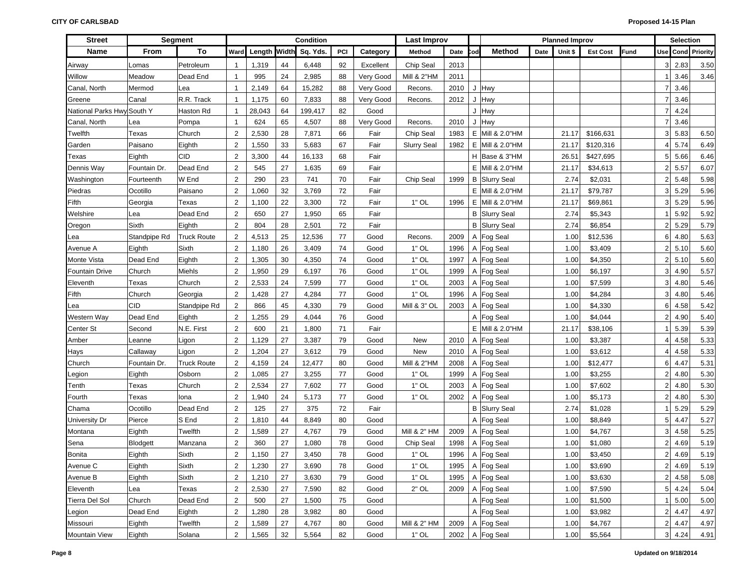**CITY OF CARLSBAD**

**Proposed 14-15 Plan**

| Street | Segment | | Condition | | | | | | Last Improv | | | Planned Improv | | | | | Selection | | |
|---|---|---|---|---|---|---|---|---|---|---|---|---|---|---|---|---|---|---|---|
| Name | From | To | Ward | Length | Width | Sq. Yds. | PCI | Category | Method | Date | Cod | Method | Date | Unit $ | Est Cost | Fund | Use | Cond | Priority |
| Airway | Lomas | Petroleum | 1 | 1,319 | 44 | 6,448 | 92 | Excellent | Chip Seal | 2013 | | | | | | | 3 | 2.83 | 3.50 |
| Willow | Meadow | Dead End | 1 | 995 | 24 | 2,985 | 88 | Very Good | Mill & 2"HM | 2011 | | | | | | | 1 | 3.46 | 3.46 |
| Canal, North | Mermod | Lea | 1 | 2,149 | 64 | 15,282 | 88 | Very Good | Recons. | 2010 | J | Hwy | | | | | 7 | 3.46 | |
| Greene | Canal | R.R. Track | 1 | 1,175 | 60 | 7,833 | 88 | Very Good | Recons. | 2012 | J | Hwy | | | | | 7 | 3.46 | |
| National Parks Hwy | South Y | Haston Rd | 1 | 28,043 | 64 | 199,417 | 82 | Good | | | J | Hwy | | | | | 7 | 4.24 | |
| Canal, North | Lea | Pompa | 1 | 624 | 65 | 4,507 | 88 | Very Good | Recons. | 2010 | J | Hwy | | | | | 7 | 3.46 | |
| Twelfth | Texas | Church | 2 | 2,530 | 28 | 7,871 | 66 | Fair | Chip Seal | 1983 | E | Mill & 2.0"HM | | 21.17 | $166,631 | | 3 | 5.83 | 6.50 |
| Garden | Paisano | Eighth | 2 | 1,550 | 33 | 5,683 | 67 | Fair | Slurry Seal | 1982 | E | Mill & 2.0"HM | | 21.17 | $120,316 | | 4 | 5.74 | 6.49 |
| Texas | Eighth | CID | 2 | 3,300 | 44 | 16,133 | 68 | Fair | | | H | Base & 3"HM | | 26.51 | $427,695 | | 5 | 5.66 | 6.46 |
| Dennis Way | Fountain Dr. | Dead End | 2 | 545 | 27 | 1,635 | 69 | Fair | | | E | Mill & 2.0"HM | | 21.17 | $34,613 | | 2 | 5.57 | 6.07 |
| Washington | Fourteenth | W End | 2 | 290 | 23 | 741 | 70 | Fair | Chip Seal | 1999 | B | Slurry Seal | | 2.74 | $2,031 | | 2 | 5.48 | 5.98 |
| Piedras | Ocotillo | Paisano | 2 | 1,060 | 32 | 3,769 | 72 | Fair | | | E | Mill & 2.0"HM | | 21.17 | $79,787 | | 3 | 5.29 | 5.96 |
| Fifth | Georgia | Texas | 2 | 1,100 | 22 | 3,300 | 72 | Fair | 1" OL | 1996 | E | Mill & 2.0"HM | | 21.17 | $69,861 | | 3 | 5.29 | 5.96 |
| Welshire | Lea | Dead End | 2 | 650 | 27 | 1,950 | 65 | Fair | | | B | Slurry Seal | | 2.74 | $5,343 | | 1 | 5.92 | 5.92 |
| Oregon | Sixth | Eighth | 2 | 804 | 28 | 2,501 | 72 | Fair | | | B | Slurry Seal | | 2.74 | $6,854 | | 2 | 5.29 | 5.79 |
| Lea | Standpipe Rd | Truck Route | 2 | 4,513 | 25 | 12,536 | 77 | Good | Recons. | 2009 | A | Fog Seal | | 1.00 | $12,536 | | 6 | 4.80 | 5.63 |
| Avenue A | Eighth | Sixth | 2 | 1,180 | 26 | 3,409 | 74 | Good | 1" OL | 1996 | A | Fog Seal | | 1.00 | $3,409 | | 2 | 5.10 | 5.60 |
| Monte Vista | Dead End | Eighth | 2 | 1,305 | 30 | 4,350 | 74 | Good | 1" OL | 1997 | A | Fog Seal | | 1.00 | $4,350 | | 2 | 5.10 | 5.60 |
| Fountain Drive | Church | Miehls | 2 | 1,950 | 29 | 6,197 | 76 | Good | 1" OL | 1999 | A | Fog Seal | | 1.00 | $6,197 | | 3 | 4.90 | 5.57 |
| Eleventh | Texas | Church | 2 | 2,533 | 24 | 7,599 | 77 | Good | 1" OL | 2003 | A | Fog Seal | | 1.00 | $7,599 | | 3 | 4.80 | 5.46 |
| Fifth | Church | Georgia | 2 | 1,428 | 27 | 4,284 | 77 | Good | 1" OL | 1996 | A | Fog Seal | | 1.00 | $4,284 | | 3 | 4.80 | 5.46 |
| Lea | CID | Standpipe Rd | 2 | 866 | 45 | 4,330 | 79 | Good | Mill & 3" OL | 2003 | A | Fog Seal | | 1.00 | $4,330 | | 6 | 4.58 | 5.42 |
| Western Way | Dead End | Eighth | 2 | 1,255 | 29 | 4,044 | 76 | Good | | | A | Fog Seal | | 1.00 | $4,044 | | 2 | 4.90 | 5.40 |
| Center St | Second | N.E. First | 2 | 600 | 21 | 1,800 | 71 | Fair | | | E | Mill & 2.0"HM | | 21.17 | $38,106 | | 1 | 5.39 | 5.39 |
| Amber | Leanne | Ligon | 2 | 1,129 | 27 | 3,387 | 79 | Good | New | 2010 | A | Fog Seal | | 1.00 | $3,387 | | 4 | 4.58 | 5.33 |
| Hays | Callaway | Ligon | 2 | 1,204 | 27 | 3,612 | 79 | Good | New | 2010 | A | Fog Seal | | 1.00 | $3,612 | | 4 | 4.58 | 5.33 |
| Church | Fountain Dr. | Truck Route | 2 | 4,159 | 24 | 12,477 | 80 | Good | Mill & 2"HM | 2008 | A | Fog Seal | | 1.00 | $12,477 | | 6 | 4.47 | 5.31 |
| Legion | Eighth | Osborn | 2 | 1,085 | 27 | 3,255 | 77 | Good | 1" OL | 1999 | A | Fog Seal | | 1.00 | $3,255 | | 2 | 4.80 | 5.30 |
| Tenth | Texas | Church | 2 | 2,534 | 27 | 7,602 | 77 | Good | 1" OL | 2003 | A | Fog Seal | | 1.00 | $7,602 | | 2 | 4.80 | 5.30 |
| Fourth | Texas | Iona | 2 | 1,940 | 24 | 5,173 | 77 | Good | 1" OL | 2002 | A | Fog Seal | | 1.00 | $5,173 | | 2 | 4.80 | 5.30 |
| Chama | Ocotillo | Dead End | 2 | 125 | 27 | 375 | 72 | Fair | | | B | Slurry Seal | | 2.74 | $1,028 | | 1 | 5.29 | 5.29 |
| University Dr | Pierce | S End | 2 | 1,810 | 44 | 8,849 | 80 | Good | | | A | Fog Seal | | 1.00 | $8,849 | | 5 | 4.47 | 5.27 |
| Montana | Eighth | Twelfth | 2 | 1,589 | 27 | 4,767 | 79 | Good | Mill & 2" HM | 2009 | A | Fog Seal | | 1.00 | $4,767 | | 3 | 4.58 | 5.25 |
| Sena | Blodgett | Manzana | 2 | 360 | 27 | 1,080 | 78 | Good | Chip Seal | 1998 | A | Fog Seal | | 1.00 | $1,080 | | 2 | 4.69 | 5.19 |
| Bonita | Eighth | Sixth | 2 | 1,150 | 27 | 3,450 | 78 | Good | 1" OL | 1996 | A | Fog Seal | | 1.00 | $3,450 | | 2 | 4.69 | 5.19 |
| Avenue C | Eighth | Sixth | 2 | 1,230 | 27 | 3,690 | 78 | Good | 1" OL | 1995 | A | Fog Seal | | 1.00 | $3,690 | | 2 | 4.69 | 5.19 |
| Avenue B | Eighth | Sixth | 2 | 1,210 | 27 | 3,630 | 79 | Good | 1" OL | 1995 | A | Fog Seal | | 1.00 | $3,630 | | 2 | 4.58 | 5.08 |
| Eleventh | Lea | Texas | 2 | 2,530 | 27 | 7,590 | 82 | Good | 2" OL | 2009 | A | Fog Seal | | 1.00 | $7,590 | | 5 | 4.24 | 5.04 |
| Tierra Del Sol | Church | Dead End | 2 | 500 | 27 | 1,500 | 75 | Good | | | A | Fog Seal | | 1.00 | $1,500 | | 1 | 5.00 | 5.00 |
| Legion | Dead End | Eighth | 2 | 1,280 | 28 | 3,982 | 80 | Good | | | A | Fog Seal | | 1.00 | $3,982 | | 2 | 4.47 | 4.97 |
| Missouri | Eighth | Twelfth | 2 | 1,589 | 27 | 4,767 | 80 | Good | Mill & 2" HM | 2009 | A | Fog Seal | | 1.00 | $4,767 | | 2 | 4.47 | 4.97 |
| Mountain View | Eighth | Solana | 2 | 1,565 | 32 | 5,564 | 82 | Good | 1" OL | 2002 | A | Fog Seal | | 1.00 | $5,564 | | 3 | 4.24 | 4.91 |

Updated on 9/18/2014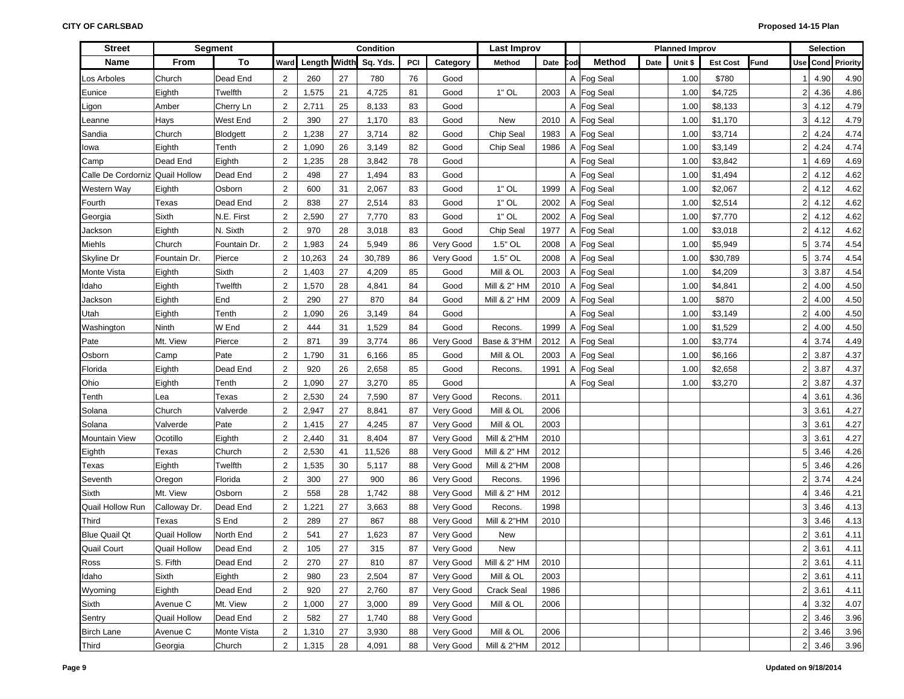| Street | Segment | | Condition | | | | | | Last Improv | | | Planned Improv | | | | | Selection | | |
|---|---|---|---|---|---|---|---|---|---|---|---|---|---|---|---|---|---|---|---|
| Name | From | To | Ward | Length | Width | Sq. Yds. | PCI | Category | Method | Date | Cod | Method | Date | Unit $ | Est Cost | Fund | Use | Cond | Priority |
| Los Arboles | Church | Dead End | 2 | 260 | 27 | 780 | 76 | Good | | | A | Fog Seal | | 1.00 | $780 | | 1 | 4.90 | 4.90 |
| Eunice | Eighth | Twelfth | 2 | 1,575 | 21 | 4,725 | 81 | Good | 1" OL | 2003 | A | Fog Seal | | 1.00 | $4,725 | | 2 | 4.36 | 4.86 |
| Ligon | Amber | Cherry Ln | 2 | 2,711 | 25 | 8,133 | 83 | Good | | | A | Fog Seal | | 1.00 | $8,133 | | 3 | 4.12 | 4.79 |
| Leanne | Hays | West End | 2 | 390 | 27 | 1,170 | 83 | Good | New | 2010 | A | Fog Seal | | 1.00 | $1,170 | | 3 | 4.12 | 4.79 |
| Sandia | Church | Blodgett | 2 | 1,238 | 27 | 3,714 | 82 | Good | Chip Seal | 1983 | A | Fog Seal | | 1.00 | $3,714 | | 2 | 4.24 | 4.74 |
| Iowa | Eighth | Tenth | 2 | 1,090 | 26 | 3,149 | 82 | Good | Chip Seal | 1986 | A | Fog Seal | | 1.00 | $3,149 | | 2 | 4.24 | 4.74 |
| Camp | Dead End | Eighth | 2 | 1,235 | 28 | 3,842 | 78 | Good | | | A | Fog Seal | | 1.00 | $3,842 | | 1 | 4.69 | 4.69 |
| Calle De Cordorniz | Quail Hollow | Dead End | 2 | 498 | 27 | 1,494 | 83 | Good | | | A | Fog Seal | | 1.00 | $1,494 | | 2 | 4.12 | 4.62 |
| Western Way | Eighth | Osborn | 2 | 600 | 31 | 2,067 | 83 | Good | 1" OL | 1999 | A | Fog Seal | | 1.00 | $2,067 | | 2 | 4.12 | 4.62 |
| Fourth | Texas | Dead End | 2 | 838 | 27 | 2,514 | 83 | Good | 1" OL | 2002 | A | Fog Seal | | 1.00 | $2,514 | | 2 | 4.12 | 4.62 |
| Georgia | Sixth | N.E. First | 2 | 2,590 | 27 | 7,770 | 83 | Good | 1" OL | 2002 | A | Fog Seal | | 1.00 | $7,770 | | 2 | 4.12 | 4.62 |
| Jackson | Eighth | N. Sixth | 2 | 970 | 28 | 3,018 | 83 | Good | Chip Seal | 1977 | A | Fog Seal | | 1.00 | $3,018 | | 2 | 4.12 | 4.62 |
| Miehls | Church | Fountain Dr. | 2 | 1,983 | 24 | 5,949 | 86 | Very Good | 1.5" OL | 2008 | A | Fog Seal | | 1.00 | $5,949 | | 5 | 3.74 | 4.54 |
| Skyline Dr | Fountain Dr. | Pierce | 2 | 10,263 | 24 | 30,789 | 86 | Very Good | 1.5" OL | 2008 | A | Fog Seal | | 1.00 | $30,789 | | 5 | 3.74 | 4.54 |
| Monte Vista | Eighth | Sixth | 2 | 1,403 | 27 | 4,209 | 85 | Good | Mill & OL | 2003 | A | Fog Seal | | 1.00 | $4,209 | | 3 | 3.87 | 4.54 |
| Idaho | Eighth | Twelfth | 2 | 1,570 | 28 | 4,841 | 84 | Good | Mill & 2" HM | 2010 | A | Fog Seal | | 1.00 | $4,841 | | 2 | 4.00 | 4.50 |
| Jackson | Eighth | End | 2 | 290 | 27 | 870 | 84 | Good | Mill & 2" HM | 2009 | A | Fog Seal | | 1.00 | $870 | | 2 | 4.00 | 4.50 |
| Utah | Eighth | Tenth | 2 | 1,090 | 26 | 3,149 | 84 | Good | | | A | Fog Seal | | 1.00 | $3,149 | | 2 | 4.00 | 4.50 |
| Washington | Ninth | W End | 2 | 444 | 31 | 1,529 | 84 | Good | Recons. | 1999 | A | Fog Seal | | 1.00 | $1,529 | | 2 | 4.00 | 4.50 |
| Pate | Mt. View | Pierce | 2 | 871 | 39 | 3,774 | 86 | Very Good | Base & 3"HM | 2012 | A | Fog Seal | | 1.00 | $3,774 | | 4 | 3.74 | 4.49 |
| Osborn | Camp | Pate | 2 | 1,790 | 31 | 6,166 | 85 | Good | Mill & OL | 2003 | A | Fog Seal | | 1.00 | $6,166 | | 2 | 3.87 | 4.37 |
| Florida | Eighth | Dead End | 2 | 920 | 26 | 2,658 | 85 | Good | Recons. | 1991 | A | Fog Seal | | 1.00 | $2,658 | | 2 | 3.87 | 4.37 |
| Ohio | Eighth | Tenth | 2 | 1,090 | 27 | 3,270 | 85 | Good | | | A | Fog Seal | | 1.00 | $3,270 | | 2 | 3.87 | 4.37 |
| Tenth | Lea | Texas | 2 | 2,530 | 24 | 7,590 | 87 | Very Good | Recons. | 2011 | | | | | | | 4 | 3.61 | 4.36 |
| Solana | Church | Valverde | 2 | 2,947 | 27 | 8,841 | 87 | Very Good | Mill & OL | 2006 | | | | | | | 3 | 3.61 | 4.27 |
| Solana | Valverde | Pate | 2 | 1,415 | 27 | 4,245 | 87 | Very Good | Mill & OL | 2003 | | | | | | | 3 | 3.61 | 4.27 |
| Mountain View | Ocotillo | Eighth | 2 | 2,440 | 31 | 8,404 | 87 | Very Good | Mill & 2"HM | 2010 | | | | | | | 3 | 3.61 | 4.27 |
| Eighth | Texas | Church | 2 | 2,530 | 41 | 11,526 | 88 | Very Good | Mill & 2" HM | 2012 | | | | | | | 5 | 3.46 | 4.26 |
| Texas | Eighth | Twelfth | 2 | 1,535 | 30 | 5,117 | 88 | Very Good | Mill & 2"HM | 2008 | | | | | | | 5 | 3.46 | 4.26 |
| Seventh | Oregon | Florida | 2 | 300 | 27 | 900 | 86 | Very Good | Recons. | 1996 | | | | | | | 2 | 3.74 | 4.24 |
| Sixth | Mt. View | Osborn | 2 | 558 | 28 | 1,742 | 88 | Very Good | Mill & 2" HM | 2012 | | | | | | | 4 | 3.46 | 4.21 |
| Quail Hollow Run | Calloway Dr. | Dead End | 2 | 1,221 | 27 | 3,663 | 88 | Very Good | Recons. | 1998 | | | | | | | 3 | 3.46 | 4.13 |
| Third | Texas | S End | 2 | 289 | 27 | 867 | 88 | Very Good | Mill & 2"HM | 2010 | | | | | | | 3 | 3.46 | 4.13 |
| Blue Quail Qt | Quail Hollow | North End | 2 | 541 | 27 | 1,623 | 87 | Very Good | New | | | | | | | | 2 | 3.61 | 4.11 |
| Quail Court | Quail Hollow | Dead End | 2 | 105 | 27 | 315 | 87 | Very Good | New | | | | | | | | 2 | 3.61 | 4.11 |
| Ross | S. Fifth | Dead End | 2 | 270 | 27 | 810 | 87 | Very Good | Mill & 2" HM | 2010 | | | | | | | 2 | 3.61 | 4.11 |
| Idaho | Sixth | Eighth | 2 | 980 | 23 | 2,504 | 87 | Very Good | Mill & OL | 2003 | | | | | | | 2 | 3.61 | 4.11 |
| Wyoming | Eighth | Dead End | 2 | 920 | 27 | 2,760 | 87 | Very Good | Crack Seal | 1986 | | | | | | | 2 | 3.61 | 4.11 |
| Sixth | Avenue C | Mt. View | 2 | 1,000 | 27 | 3,000 | 89 | Very Good | Mill & OL | 2006 | | | | | | | 4 | 3.32 | 4.07 |
| Sentry | Quail Hollow | Dead End | 2 | 582 | 27 | 1,740 | 88 | Very Good | | | | | | | | | 2 | 3.46 | 3.96 |
| Birch Lane | Avenue C | Monte Vista | 2 | 1,310 | 27 | 3,930 | 88 | Very Good | Mill & OL | 2006 | | | | | | | 2 | 3.46 | 3.96 |
| Third | Georgia | Church | 2 | 1,315 | 28 | 4,091 | 88 | Very Good | Mill & 2"HM | 2012 | | | | | | | 2 | 3.46 | 3.96 |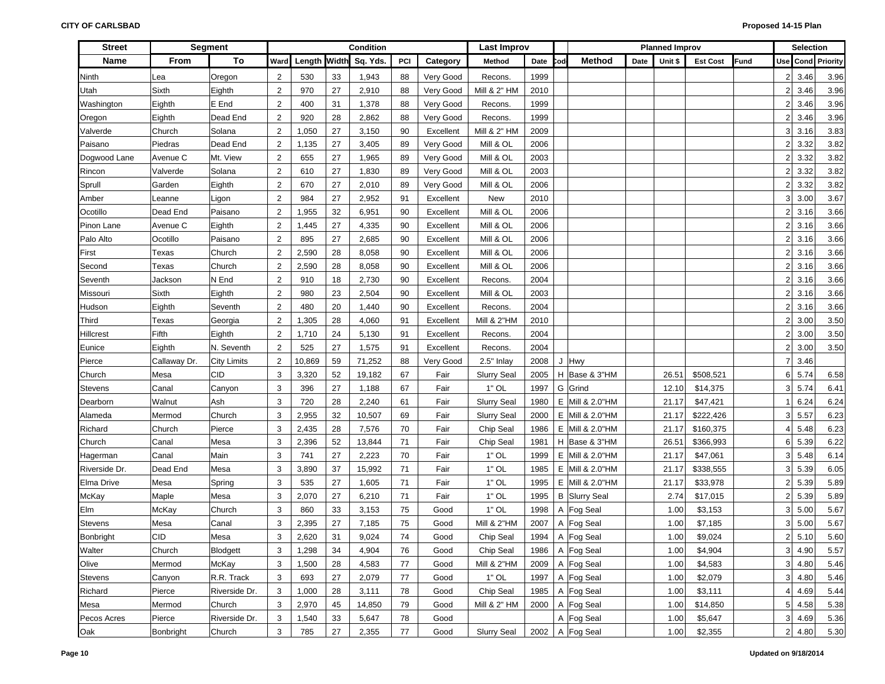| Street | Segment | | Condition | | | | | | Last Improv | | | Planned Improv | | | | | Selection | | |
|---|---|---|---|---|---|---|---|---|---|---|---|---|---|---|---|---|---|---|---|
| Name | From | To | Ward | Length | Width | Sq. Yds. | PCI | Category | Method | Date | Cod | Method | Date | Unit $ | Est Cost | Fund | Use | Cond | Priority |
| Ninth | Lea | Oregon | 2 | 530 | 33 | 1,943 | 88 | Very Good | Recons. | 1999 | | | | | | | 2 | 3.46 | 3.96 |
| Utah | Sixth | Eighth | 2 | 970 | 27 | 2,910 | 88 | Very Good | Mill & 2" HM | 2010 | | | | | | | 2 | 3.46 | 3.96 |
| Washington | Eighth | E End | 2 | 400 | 31 | 1,378 | 88 | Very Good | Recons. | 1999 | | | | | | | 2 | 3.46 | 3.96 |
| Oregon | Eighth | Dead End | 2 | 920 | 28 | 2,862 | 88 | Very Good | Recons. | 1999 | | | | | | | 2 | 3.46 | 3.96 |
| Valverde | Church | Solana | 2 | 1,050 | 27 | 3,150 | 90 | Excellent | Mill & 2" HM | 2009 | | | | | | | 3 | 3.16 | 3.83 |
| Paisano | Piedras | Dead End | 2 | 1,135 | 27 | 3,405 | 89 | Very Good | Mill & OL | 2006 | | | | | | | 2 | 3.32 | 3.82 |
| Dogwood Lane | Avenue C | Mt. View | 2 | 655 | 27 | 1,965 | 89 | Very Good | Mill & OL | 2003 | | | | | | | 2 | 3.32 | 3.82 |
| Rincon | Valverde | Solana | 2 | 610 | 27 | 1,830 | 89 | Very Good | Mill & OL | 2003 | | | | | | | 2 | 3.32 | 3.82 |
| Sprull | Garden | Eighth | 2 | 670 | 27 | 2,010 | 89 | Very Good | Mill & OL | 2006 | | | | | | | 2 | 3.32 | 3.82 |
| Amber | Leanne | Ligon | 2 | 984 | 27 | 2,952 | 91 | Excellent | New | 2010 | | | | | | | 3 | 3.00 | 3.67 |
| Ocotillo | Dead End | Paisano | 2 | 1,955 | 32 | 6,951 | 90 | Excellent | Mill & OL | 2006 | | | | | | | 2 | 3.16 | 3.66 |
| Pinon Lane | Avenue C | Eighth | 2 | 1,445 | 27 | 4,335 | 90 | Excellent | Mill & OL | 2006 | | | | | | | 2 | 3.16 | 3.66 |
| Palo Alto | Ocotillo | Paisano | 2 | 895 | 27 | 2,685 | 90 | Excellent | Mill & OL | 2006 | | | | | | | 2 | 3.16 | 3.66 |
| First | Texas | Church | 2 | 2,590 | 28 | 8,058 | 90 | Excellent | Mill & OL | 2006 | | | | | | | 2 | 3.16 | 3.66 |
| Second | Texas | Church | 2 | 2,590 | 28 | 8,058 | 90 | Excellent | Mill & OL | 2006 | | | | | | | 2 | 3.16 | 3.66 |
| Seventh | Jackson | N End | 2 | 910 | 18 | 2,730 | 90 | Excellent | Recons. | 2004 | | | | | | | 2 | 3.16 | 3.66 |
| Missouri | Sixth | Eighth | 2 | 980 | 23 | 2,504 | 90 | Excellent | Mill & OL | 2003 | | | | | | | 2 | 3.16 | 3.66 |
| Hudson | Eighth | Seventh | 2 | 480 | 20 | 1,440 | 90 | Excellent | Recons. | 2004 | | | | | | | 2 | 3.16 | 3.66 |
| Third | Texas | Georgia | 2 | 1,305 | 28 | 4,060 | 91 | Excellent | Mill & 2"HM | 2010 | | | | | | | 2 | 3.00 | 3.50 |
| Hillcrest | Fifth | Eighth | 2 | 1,710 | 24 | 5,130 | 91 | Excellent | Recons. | 2004 | | | | | | | 2 | 3.00 | 3.50 |
| Eunice | Eighth | N. Seventh | 2 | 525 | 27 | 1,575 | 91 | Excellent | Recons. | 2004 | | | | | | | 2 | 3.00 | 3.50 |
| Pierce | Callaway Dr. | City Limits | 2 | 10,869 | 59 | 71,252 | 88 | Very Good | 2.5" Inlay | 2008 | J | Hwy | | | | | 7 | 3.46 | |
| Church | Mesa | CID | 3 | 3,320 | 52 | 19,182 | 67 | Fair | Slurry Seal | 2005 | H | Base & 3"HM | | 26.51 | $508,521 | | 6 | 5.74 | 6.58 |
| Stevens | Canal | Canyon | 3 | 396 | 27 | 1,188 | 67 | Fair | 1" OL | 1997 | G | Grind | | 12.10 | $14,375 | | 3 | 5.74 | 6.41 |
| Dearborn | Walnut | Ash | 3 | 720 | 28 | 2,240 | 61 | Fair | Slurry Seal | 1980 | E | Mill & 2.0"HM | | 21.17 | $47,421 | | 1 | 6.24 | 6.24 |
| Alameda | Mermod | Church | 3 | 2,955 | 32 | 10,507 | 69 | Fair | Slurry Seal | 2000 | E | Mill & 2.0"HM | | 21.17 | $222,426 | | 3 | 5.57 | 6.23 |
| Richard | Church | Pierce | 3 | 2,435 | 28 | 7,576 | 70 | Fair | Chip Seal | 1986 | E | Mill & 2.0"HM | | 21.17 | $160,375 | | 4 | 5.48 | 6.23 |
| Church | Canal | Mesa | 3 | 2,396 | 52 | 13,844 | 71 | Fair | Chip Seal | 1981 | H | Base & 3"HM | | 26.51 | $366,993 | | 6 | 5.39 | 6.22 |
| Hagerman | Canal | Main | 3 | 741 | 27 | 2,223 | 70 | Fair | 1" OL | 1999 | E | Mill & 2.0"HM | | 21.17 | $47,061 | | 3 | 5.48 | 6.14 |
| Riverside Dr. | Dead End | Mesa | 3 | 3,890 | 37 | 15,992 | 71 | Fair | 1" OL | 1985 | E | Mill & 2.0"HM | | 21.17 | $338,555 | | 3 | 5.39 | 6.05 |
| Elma Drive | Mesa | Spring | 3 | 535 | 27 | 1,605 | 71 | Fair | 1" OL | 1995 | E | Mill & 2.0"HM | | 21.17 | $33,978 | | 2 | 5.39 | 5.89 |
| McKay | Maple | Mesa | 3 | 2,070 | 27 | 6,210 | 71 | Fair | 1" OL | 1995 | B | Slurry Seal | | 2.74 | $17,015 | | 2 | 5.39 | 5.89 |
| Elm | McKay | Church | 3 | 860 | 33 | 3,153 | 75 | Good | 1" OL | 1998 | A | Fog Seal | | 1.00 | $3,153 | | 3 | 5.00 | 5.67 |
| Stevens | Mesa | Canal | 3 | 2,395 | 27 | 7,185 | 75 | Good | Mill & 2"HM | 2007 | A | Fog Seal | | 1.00 | $7,185 | | 3 | 5.00 | 5.67 |
| Bonbright | CID | Mesa | 3 | 2,620 | 31 | 9,024 | 74 | Good | Chip Seal | 1994 | A | Fog Seal | | 1.00 | $9,024 | | 2 | 5.10 | 5.60 |
| Walter | Church | Blodgett | 3 | 1,298 | 34 | 4,904 | 76 | Good | Chip Seal | 1986 | A | Fog Seal | | 1.00 | $4,904 | | 3 | 4.90 | 5.57 |
| Olive | Mermod | McKay | 3 | 1,500 | 28 | 4,583 | 77 | Good | Mill & 2"HM | 2009 | A | Fog Seal | | 1.00 | $4,583 | | 3 | 4.80 | 5.46 |
| Stevens | Canyon | R.R. Track | 3 | 693 | 27 | 2,079 | 77 | Good | 1" OL | 1997 | A | Fog Seal | | 1.00 | $2,079 | | 3 | 4.80 | 5.46 |
| Richard | Pierce | Riverside Dr. | 3 | 1,000 | 28 | 3,111 | 78 | Good | Chip Seal | 1985 | A | Fog Seal | | 1.00 | $3,111 | | 4 | 4.69 | 5.44 |
| Mesa | Mermod | Church | 3 | 2,970 | 45 | 14,850 | 79 | Good | Mill & 2" HM | 2000 | A | Fog Seal | | 1.00 | $14,850 | | 5 | 4.58 | 5.38 |
| Pecos Acres | Pierce | Riverside Dr. | 3 | 1,540 | 33 | 5,647 | 78 | Good | | | A | Fog Seal | | 1.00 | $5,647 | | 3 | 4.69 | 5.36 |
| Oak | Bonbright | Church | 3 | 785 | 27 | 2,355 | 77 | Good | Slurry Seal | 2002 | A | Fog Seal | | 1.00 | $2,355 | | 2 | 4.80 | 5.30 |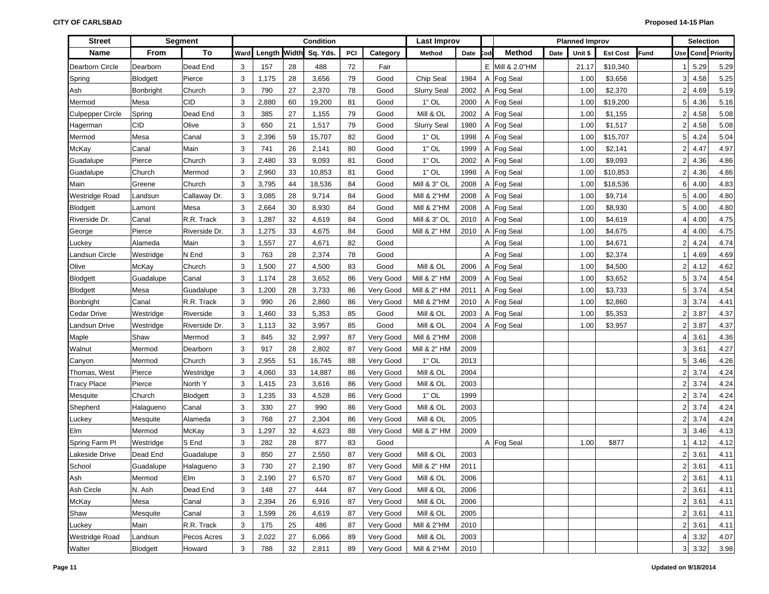**CITY OF CARLSBAD**

**Proposed 14-15 Plan**

| Street | Segment | | Condition | | | | | | Last Improv | | | Planned Improv | | | | | | Selection | | |
|---|---|---|---|---|---|---|---|---|---|---|---|---|---|---|---|---|---|---|---|---|
| Name | From | To | Ward | Length | Width | Sq. Yds. | PCI | Category | Method | Date | Cod | Method | Date | Unit $ | Est Cost | Fund | Use | Cond | Priority |
| Dearborn Circle | Dearborn | Dead End | 3 | 157 | 28 | 488 | 72 | Fair | | | E | Mill & 2.0"HM | | 21.17 | $10,340 | | 1 | 5.29 | 5.29 |
| Spring | Blodgett | Pierce | 3 | 1,175 | 28 | 3,656 | 79 | Good | Chip Seal | 1984 | A | Fog Seal | | 1.00 | $3,656 | | 3 | 4.58 | 5.25 |
| Ash | Bonbright | Church | 3 | 790 | 27 | 2,370 | 78 | Good | Slurry Seal | 2002 | A | Fog Seal | | 1.00 | $2,370 | | 2 | 4.69 | 5.19 |
| Mermod | Mesa | CID | 3 | 2,880 | 60 | 19,200 | 81 | Good | 1" OL | 2000 | A | Fog Seal | | 1.00 | $19,200 | | 5 | 4.36 | 5.16 |
| Culpepper Circle | Spring | Dead End | 3 | 385 | 27 | 1,155 | 79 | Good | Mill & OL | 2002 | A | Fog Seal | | 1.00 | $1,155 | | 2 | 4.58 | 5.08 |
| Hagerman | CID | Olive | 3 | 650 | 21 | 1,517 | 79 | Good | Slurry Seal | 1980 | A | Fog Seal | | 1.00 | $1,517 | | 2 | 4.58 | 5.08 |
| Mermod | Mesa | Canal | 3 | 2,396 | 59 | 15,707 | 82 | Good | 1" OL | 1998 | A | Fog Seal | | 1.00 | $15,707 | | 5 | 4.24 | 5.04 |
| McKay | Canal | Main | 3 | 741 | 26 | 2,141 | 80 | Good | 1" OL | 1999 | A | Fog Seal | | 1.00 | $2,141 | | 2 | 4.47 | 4.97 |
| Guadalupe | Pierce | Church | 3 | 2,480 | 33 | 9,093 | 81 | Good | 1" OL | 2002 | A | Fog Seal | | 1.00 | $9,093 | | 2 | 4.36 | 4.86 |
| Guadalupe | Church | Mermod | 3 | 2,960 | 33 | 10,853 | 81 | Good | 1" OL | 1998 | A | Fog Seal | | 1.00 | $10,853 | | 2 | 4.36 | 4.86 |
| Main | Greene | Church | 3 | 3,795 | 44 | 18,536 | 84 | Good | Mill & 3" OL | 2008 | A | Fog Seal | | 1.00 | $18,536 | | 6 | 4.00 | 4.83 |
| Westridge Road | Landsun | Callaway Dr. | 3 | 3,085 | 28 | 9,714 | 84 | Good | Mill & 2"HM | 2008 | A | Fog Seal | | 1.00 | $9,714 | | 5 | 4.00 | 4.80 |
| Blodgett | Lamont | Mesa | 3 | 2,664 | 30 | 8,930 | 84 | Good | Mill & 2"HM | 2008 | A | Fog Seal | | 1.00 | $8,930 | | 5 | 4.00 | 4.80 |
| Riverside Dr. | Canal | R.R. Track | 3 | 1,287 | 32 | 4,619 | 84 | Good | Mill & 3" OL | 2010 | A | Fog Seal | | 1.00 | $4,619 | | 4 | 4.00 | 4.75 |
| George | Pierce | Riverside Dr. | 3 | 1,275 | 33 | 4,675 | 84 | Good | Mill & 2" HM | 2010 | A | Fog Seal | | 1.00 | $4,675 | | 4 | 4.00 | 4.75 |
| Luckey | Alameda | Main | 3 | 1,557 | 27 | 4,671 | 82 | Good | | | A | Fog Seal | | 1.00 | $4,671 | | 2 | 4.24 | 4.74 |
| Landsun Circle | Westridge | N End | 3 | 763 | 28 | 2,374 | 78 | Good | | | A | Fog Seal | | 1.00 | $2,374 | | 1 | 4.69 | 4.69 |
| Olive | McKay | Church | 3 | 1,500 | 27 | 4,500 | 83 | Good | Mill & OL | 2006 | A | Fog Seal | | 1.00 | $4,500 | | 2 | 4.12 | 4.62 |
| Blodgett | Guadalupe | Canal | 3 | 1,174 | 28 | 3,652 | 86 | Very Good | Mill & 2" HM | 2009 | A | Fog Seal | | 1.00 | $3,652 | | 5 | 3.74 | 4.54 |
| Blodgett | Mesa | Guadalupe | 3 | 1,200 | 28 | 3,733 | 86 | Very Good | Mill & 2" HM | 2011 | A | Fog Seal | | 1.00 | $3,733 | | 5 | 3.74 | 4.54 |
| Bonbright | Canal | R.R. Track | 3 | 990 | 26 | 2,860 | 86 | Very Good | Mill & 2"HM | 2010 | A | Fog Seal | | 1.00 | $2,860 | | 3 | 3.74 | 4.41 |
| Cedar Drive | Westridge | Riverside | 3 | 1,460 | 33 | 5,353 | 85 | Good | Mill & OL | 2003 | A | Fog Seal | | 1.00 | $5,353 | | 2 | 3.87 | 4.37 |
| Landsun Drive | Westridge | Riverside Dr. | 3 | 1,113 | 32 | 3,957 | 85 | Good | Mill & OL | 2004 | A | Fog Seal | | 1.00 | $3,957 | | 2 | 3.87 | 4.37 |
| Maple | Shaw | Mermod | 3 | 845 | 32 | 2,997 | 87 | Very Good | Mill & 2"HM | 2008 | | | | | | | 4 | 3.61 | 4.36 |
| Walnut | Mermod | Dearborn | 3 | 917 | 28 | 2,802 | 87 | Very Good | Mill & 2" HM | 2009 | | | | | | | 3 | 3.61 | 4.27 |
| Canyon | Mermod | Church | 3 | 2,955 | 51 | 16,745 | 88 | Very Good | 1" OL | 2013 | | | | | | | 5 | 3.46 | 4.26 |
| Thomas, West | Pierce | Westridge | 3 | 4,060 | 33 | 14,887 | 86 | Very Good | Mill & OL | 2004 | | | | | | | 2 | 3.74 | 4.24 |
| Tracy Place | Pierce | North Y | 3 | 1,415 | 23 | 3,616 | 86 | Very Good | Mill & OL | 2003 | | | | | | | 2 | 3.74 | 4.24 |
| Mesquite | Church | Blodgett | 3 | 1,235 | 33 | 4,528 | 86 | Very Good | 1" OL | 1999 | | | | | | | 2 | 3.74 | 4.24 |
| Shepherd | Halagueno | Canal | 3 | 330 | 27 | 990 | 86 | Very Good | Mill & OL | 2003 | | | | | | | 2 | 3.74 | 4.24 |
| Luckey | Mesquite | Alameda | 3 | 768 | 27 | 2,304 | 86 | Very Good | Mill & OL | 2005 | | | | | | | 2 | 3.74 | 4.24 |
| Elm | Mermod | McKay | 3 | 1,297 | 32 | 4,623 | 88 | Very Good | Mill & 2" HM | 2009 | | | | | | | 3 | 3.46 | 4.13 |
| Spring Farm Pl | Westridge | S End | 3 | 282 | 28 | 877 | 83 | Good | | | A | Fog Seal | | 1.00 | $877 | | 1 | 4.12 | 4.12 |
| Lakeside Drive | Dead End | Guadalupe | 3 | 850 | 27 | 2,550 | 87 | Very Good | Mill & OL | 2003 | | | | | | | 2 | 3.61 | 4.11 |
| School | Guadalupe | Halagueno | 3 | 730 | 27 | 2,190 | 87 | Very Good | Mill & 2" HM | 2011 | | | | | | | 2 | 3.61 | 4.11 |
| Ash | Mermod | Elm | 3 | 2,190 | 27 | 6,570 | 87 | Very Good | Mill & OL | 2006 | | | | | | | 2 | 3.61 | 4.11 |
| Ash Circle | N. Ash | Dead End | 3 | 148 | 27 | 444 | 87 | Very Good | Mill & OL | 2006 | | | | | | | 2 | 3.61 | 4.11 |
| McKay | Mesa | Canal | 3 | 2,394 | 26 | 6,916 | 87 | Very Good | Mill & OL | 2006 | | | | | | | 2 | 3.61 | 4.11 |
| Shaw | Mesquite | Canal | 3 | 1,599 | 26 | 4,619 | 87 | Very Good | Mill & OL | 2005 | | | | | | | 2 | 3.61 | 4.11 |
| Luckey | Main | R.R. Track | 3 | 175 | 25 | 486 | 87 | Very Good | Mill & 2"HM | 2010 | | | | | | | 2 | 3.61 | 4.11 |
| Westridge Road | Landsun | Pecos Acres | 3 | 2,022 | 27 | 6,066 | 89 | Very Good | Mill & OL | 2003 | | | | | | | 4 | 3.32 | 4.07 |
| Walter | Blodgett | Howard | 3 | 788 | 32 | 2,811 | 89 | Very Good | Mill & 2"HM | 2010 | | | | | | | 3 | 3.32 | 3.98 |

Updated on 9/18/2014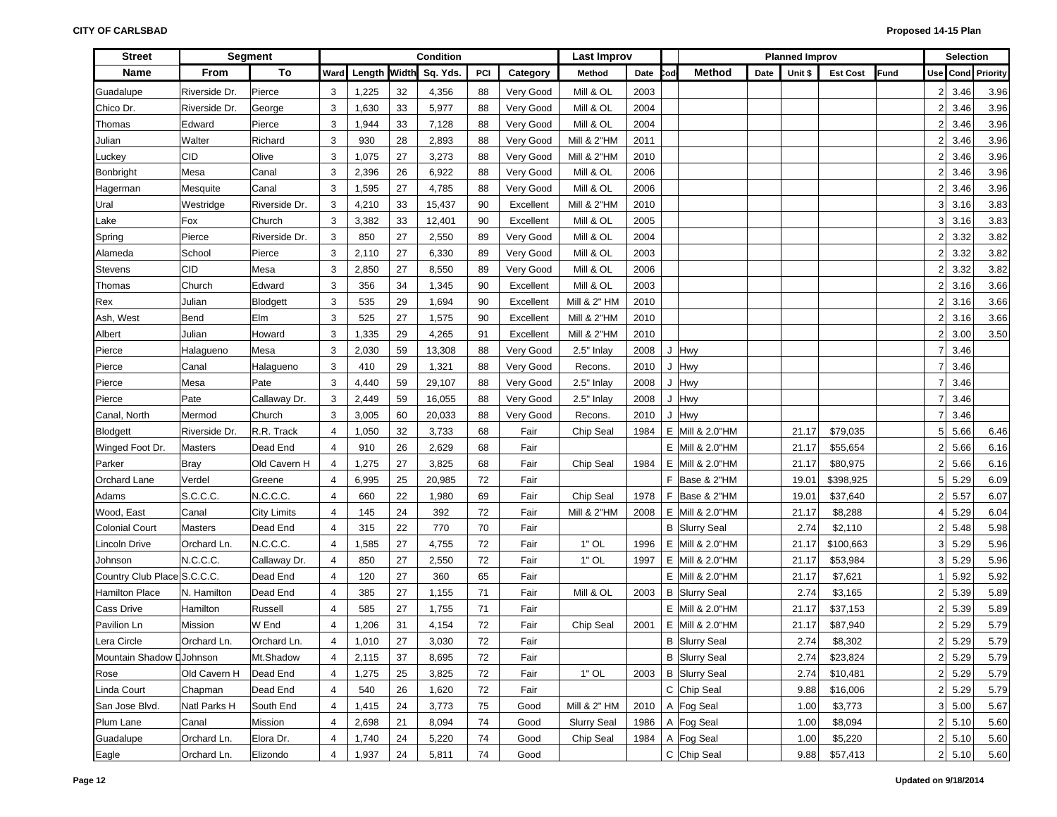| Street | Segment | | Condition | | | | | | Last Improv | | | Planned Improv | | | | | Selection | | |
|---|---|---|---|---|---|---|---|---|---|---|---|---|---|---|---|---|---|---|---|
| Name | From | To | Ward | Length | Width | Sq. Yds. | PCI | Category | Method | Date | Cod | Method | Date | Unit $ | Est Cost | Fund | Use | Cond | Priority |
| Guadalupe | Riverside Dr. | Pierce | 3 | 1,225 | 32 | 4,356 | 88 | Very Good | Mill & OL | 2003 | | | | | | | 2 | 3.46 | 3.96 |
| Chico Dr. | Riverside Dr. | George | 3 | 1,630 | 33 | 5,977 | 88 | Very Good | Mill & OL | 2004 | | | | | | | 2 | 3.46 | 3.96 |
| Thomas | Edward | Pierce | 3 | 1,944 | 33 | 7,128 | 88 | Very Good | Mill & OL | 2004 | | | | | | | 2 | 3.46 | 3.96 |
| Julian | Walter | Richard | 3 | 930 | 28 | 2,893 | 88 | Very Good | Mill & 2"HM | 2011 | | | | | | | 2 | 3.46 | 3.96 |
| Luckey | CID | Olive | 3 | 1,075 | 27 | 3,273 | 88 | Very Good | Mill & 2"HM | 2010 | | | | | | | 2 | 3.46 | 3.96 |
| Bonbright | Mesa | Canal | 3 | 2,396 | 26 | 6,922 | 88 | Very Good | Mill & OL | 2006 | | | | | | | 2 | 3.46 | 3.96 |
| Hagerman | Mesquite | Canal | 3 | 1,595 | 27 | 4,785 | 88 | Very Good | Mill & OL | 2006 | | | | | | | 2 | 3.46 | 3.96 |
| Ural | Westridge | Riverside Dr. | 3 | 4,210 | 33 | 15,437 | 90 | Excellent | Mill & 2"HM | 2010 | | | | | | | 3 | 3.16 | 3.83 |
| Lake | Fox | Church | 3 | 3,382 | 33 | 12,401 | 90 | Excellent | Mill & OL | 2005 | | | | | | | 3 | 3.16 | 3.83 |
| Spring | Pierce | Riverside Dr. | 3 | 850 | 27 | 2,550 | 89 | Very Good | Mill & OL | 2004 | | | | | | | 2 | 3.32 | 3.82 |
| Alameda | School | Pierce | 3 | 2,110 | 27 | 6,330 | 89 | Very Good | Mill & OL | 2003 | | | | | | | 2 | 3.32 | 3.82 |
| Stevens | CID | Mesa | 3 | 2,850 | 27 | 8,550 | 89 | Very Good | Mill & OL | 2006 | | | | | | | 2 | 3.32 | 3.82 |
| Thomas | Church | Edward | 3 | 356 | 34 | 1,345 | 90 | Excellent | Mill & OL | 2003 | | | | | | | 2 | 3.16 | 3.66 |
| Rex | Julian | Blodgett | 3 | 535 | 29 | 1,694 | 90 | Excellent | Mill & 2" HM | 2010 | | | | | | | 2 | 3.16 | 3.66 |
| Ash, West | Bend | Elm | 3 | 525 | 27 | 1,575 | 90 | Excellent | Mill & 2"HM | 2010 | | | | | | | 2 | 3.16 | 3.66 |
| Albert | Julian | Howard | 3 | 1,335 | 29 | 4,265 | 91 | Excellent | Mill & 2"HM | 2010 | | | | | | | 2 | 3.00 | 3.50 |
| Pierce | Halagueno | Mesa | 3 | 2,030 | 59 | 13,308 | 88 | Very Good | 2.5" Inlay | 2008 | J | Hwy | | | | | 7 | 3.46 | |
| Pierce | Canal | Halagueno | 3 | 410 | 29 | 1,321 | 88 | Very Good | Recons. | 2010 | J | Hwy | | | | | 7 | 3.46 | |
| Pierce | Mesa | Pate | 3 | 4,440 | 59 | 29,107 | 88 | Very Good | 2.5" Inlay | 2008 | J | Hwy | | | | | 7 | 3.46 | |
| Pierce | Pate | Callaway Dr. | 3 | 2,449 | 59 | 16,055 | 88 | Very Good | 2.5" Inlay | 2008 | J | Hwy | | | | | 7 | 3.46 | |
| Canal, North | Mermod | Church | 3 | 3,005 | 60 | 20,033 | 88 | Very Good | Recons. | 2010 | J | Hwy | | | | | 7 | 3.46 | |
| Blodgett | Riverside Dr. | R.R. Track | 4 | 1,050 | 32 | 3,733 | 68 | Fair | Chip Seal | 1984 | E | Mill & 2.0"HM | | 21.17 | $79,035 | | 5 | 5.66 | 6.46 |
| Winged Foot Dr. | Masters | Dead End | 4 | 910 | 26 | 2,629 | 68 | Fair | | | E | Mill & 2.0"HM | | 21.17 | $55,654 | | 2 | 5.66 | 6.16 |
| Parker | Bray | Old Cavern H | 4 | 1,275 | 27 | 3,825 | 68 | Fair | Chip Seal | 1984 | E | Mill & 2.0"HM | | 21.17 | $80,975 | | 2 | 5.66 | 6.16 |
| Orchard Lane | Verdel | Greene | 4 | 6,995 | 25 | 20,985 | 72 | Fair | | | F | Base & 2"HM | | 19.01 | $398,925 | | 5 | 5.29 | 6.09 |
| Adams | S.C.C.C. | N.C.C.C. | 4 | 660 | 22 | 1,980 | 69 | Fair | Chip Seal | 1978 | F | Base & 2"HM | | 19.01 | $37,640 | | 2 | 5.57 | 6.07 |
| Wood, East | Canal | City Limits | 4 | 145 | 24 | 392 | 72 | Fair | Mill & 2"HM | 2008 | E | Mill & 2.0"HM | | 21.17 | $8,288 | | 4 | 5.29 | 6.04 |
| Colonial Court | Masters | Dead End | 4 | 315 | 22 | 770 | 70 | Fair | | | B | Slurry Seal | | 2.74 | $2,110 | | 2 | 5.48 | 5.98 |
| Lincoln Drive | Orchard Ln. | N.C.C.C. | 4 | 1,585 | 27 | 4,755 | 72 | Fair | 1" OL | 1996 | E | Mill & 2.0"HM | | 21.17 | $100,663 | | 3 | 5.29 | 5.96 |
| Johnson | N.C.C.C. | Callaway Dr. | 4 | 850 | 27 | 2,550 | 72 | Fair | 1" OL | 1997 | E | Mill & 2.0"HM | | 21.17 | $53,984 | | 3 | 5.29 | 5.96 |
| Country Club Place | S.C.C.C. | Dead End | 4 | 120 | 27 | 360 | 65 | Fair | | | E | Mill & 2.0"HM | | 21.17 | $7,621 | | 1 | 5.92 | 5.92 |
| Hamilton Place | N. Hamilton | Dead End | 4 | 385 | 27 | 1,155 | 71 | Fair | Mill & OL | 2003 | B | Slurry Seal | | 2.74 | $3,165 | | 2 | 5.39 | 5.89 |
| Cass Drive | Hamilton | Russell | 4 | 585 | 27 | 1,755 | 71 | Fair | | | E | Mill & 2.0"HM | | 21.17 | $37,153 | | 2 | 5.39 | 5.89 |
| Pavilion Ln | Mission | W End | 4 | 1,206 | 31 | 4,154 | 72 | Fair | Chip Seal | 2001 | E | Mill & 2.0"HM | | 21.17 | $87,940 | | 2 | 5.29 | 5.79 |
| Lera Circle | Orchard Ln. | Orchard Ln. | 4 | 1,010 | 27 | 3,030 | 72 | Fair | | | B | Slurry Seal | | 2.74 | $8,302 | | 2 | 5.29 | 5.79 |
| Mountain Shadow D | Johnson | Mt.Shadow | 4 | 2,115 | 37 | 8,695 | 72 | Fair | | | B | Slurry Seal | | 2.74 | $23,824 | | 2 | 5.29 | 5.79 |
| Rose | Old Cavern H | Dead End | 4 | 1,275 | 25 | 3,825 | 72 | Fair | 1" OL | 2003 | B | Slurry Seal | | 2.74 | $10,481 | | 2 | 5.29 | 5.79 |
| Linda Court | Chapman | Dead End | 4 | 540 | 26 | 1,620 | 72 | Fair | | | C | Chip Seal | | 9.88 | $16,006 | | 2 | 5.29 | 5.79 |
| San Jose Blvd. | Natl Parks H | South End | 4 | 1,415 | 24 | 3,773 | 75 | Good | Mill & 2" HM | 2010 | A | Fog Seal | | 1.00 | $3,773 | | 3 | 5.00 | 5.67 |
| Plum Lane | Canal | Mission | 4 | 2,698 | 21 | 8,094 | 74 | Good | Slurry Seal | 1986 | A | Fog Seal | | 1.00 | $8,094 | | 2 | 5.10 | 5.60 |
| Guadalupe | Orchard Ln. | Elora Dr. | 4 | 1,740 | 24 | 5,220 | 74 | Good | Chip Seal | 1984 | A | Fog Seal | | 1.00 | $5,220 | | 2 | 5.10 | 5.60 |
| Eagle | Orchard Ln. | Elizondo | 4 | 1,937 | 24 | 5,811 | 74 | Good | | | C | Chip Seal | | 9.88 | $57,413 | | 2 | 5.10 | 5.60 |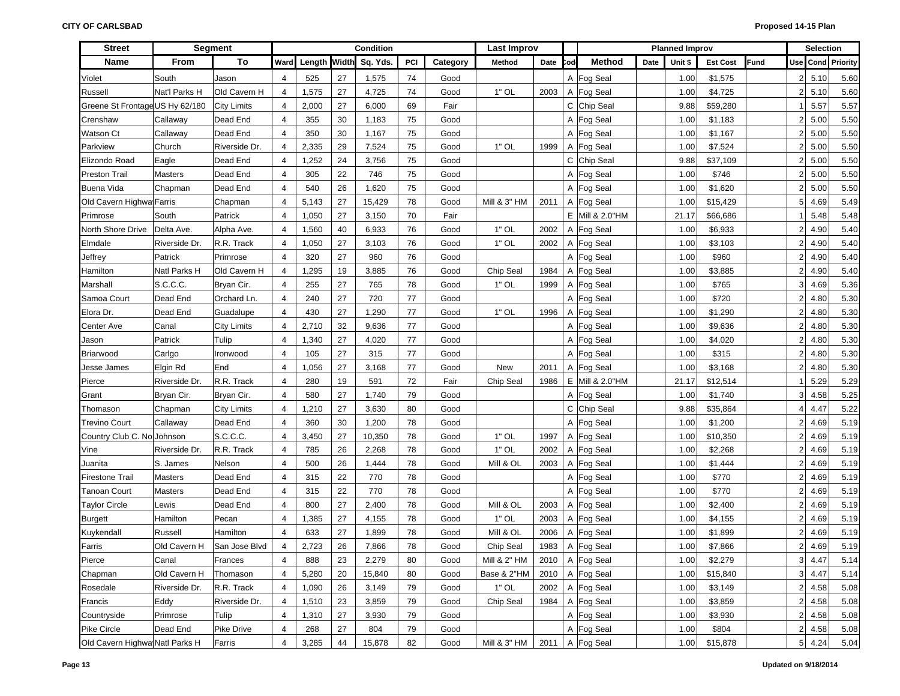**CITY OF CARLSBAD** **Proposed 14-15 Plan**

| Street | Segment | | Condition | | | | | | Last Improv | | | Planned Improv | | | | | Selection | | |
|---|---|---|---|---|---|---|---|---|---|---|---|---|---|---|---|---|---|---|---|
| Name | From | To | Ward | Length | Width | Sq. Yds. | PCI | Category | Method | Date | Cod | Method | Date | Unit $ | Est Cost | Fund | Use | Cond | Priority |
| Violet | South | Jason | 4 | 525 | 27 | 1,575 | 74 | Good | | | A | Fog Seal | | 1.00 | $1,575 | | 2 | 5.10 | 5.60 |
| Russell | Nat'l Parks H | Old Cavern H | 4 | 1,575 | 27 | 4,725 | 74 | Good | 1" OL | 2003 | A | Fog Seal | | 1.00 | $4,725 | | 2 | 5.10 | 5.60 |
| Greene St Frontage | US Hy 62/180 | City Limits | 4 | 2,000 | 27 | 6,000 | 69 | Fair | | | C | Chip Seal | | 9.88 | $59,280 | | 1 | 5.57 | 5.57 |
| Crenshaw | Callaway | Dead End | 4 | 355 | 30 | 1,183 | 75 | Good | | | A | Fog Seal | | 1.00 | $1,183 | | 2 | 5.00 | 5.50 |
| Watson Ct | Callaway | Dead End | 4 | 350 | 30 | 1,167 | 75 | Good | | | A | Fog Seal | | 1.00 | $1,167 | | 2 | 5.00 | 5.50 |
| Parkview | Church | Riverside Dr. | 4 | 2,335 | 29 | 7,524 | 75 | Good | 1" OL | 1999 | A | Fog Seal | | 1.00 | $7,524 | | 2 | 5.00 | 5.50 |
| Elizondo Road | Eagle | Dead End | 4 | 1,252 | 24 | 3,756 | 75 | Good | | | C | Chip Seal | | 9.88 | $37,109 | | 2 | 5.00 | 5.50 |
| Preston Trail | Masters | Dead End | 4 | 305 | 22 | 746 | 75 | Good | | | A | Fog Seal | | 1.00 | $746 | | 2 | 5.00 | 5.50 |
| Buena Vida | Chapman | Dead End | 4 | 540 | 26 | 1,620 | 75 | Good | | | A | Fog Seal | | 1.00 | $1,620 | | 2 | 5.00 | 5.50 |
| Old Cavern Highwa | Farris | Chapman | 4 | 5,143 | 27 | 15,429 | 78 | Good | Mill & 3" HM | 2011 | A | Fog Seal | | 1.00 | $15,429 | | 5 | 4.69 | 5.49 |
| Primrose | South | Patrick | 4 | 1,050 | 27 | 3,150 | 70 | Fair | | | E | Mill & 2.0"HM | | 21.17 | $66,686 | | 1 | 5.48 | 5.48 |
| North Shore Drive | Delta Ave. | Alpha Ave. | 4 | 1,560 | 40 | 6,933 | 76 | Good | 1" OL | 2002 | A | Fog Seal | | 1.00 | $6,933 | | 2 | 4.90 | 5.40 |
| Elmdale | Riverside Dr. | R.R. Track | 4 | 1,050 | 27 | 3,103 | 76 | Good | 1" OL | 2002 | A | Fog Seal | | 1.00 | $3,103 | | 2 | 4.90 | 5.40 |
| Jeffrey | Patrick | Primrose | 4 | 320 | 27 | 960 | 76 | Good | | | A | Fog Seal | | 1.00 | $960 | | 2 | 4.90 | 5.40 |
| Hamilton | Natl Parks H | Old Cavern H | 4 | 1,295 | 19 | 3,885 | 76 | Good | Chip Seal | 1984 | A | Fog Seal | | 1.00 | $3,885 | | 2 | 4.90 | 5.40 |
| Marshall | S.C.C.C. | Bryan Cir. | 4 | 255 | 27 | 765 | 78 | Good | 1" OL | 1999 | A | Fog Seal | | 1.00 | $765 | | 3 | 4.69 | 5.36 |
| Samoa Court | Dead End | Orchard Ln. | 4 | 240 | 27 | 720 | 77 | Good | | | A | Fog Seal | | 1.00 | $720 | | 2 | 4.80 | 5.30 |
| Elora Dr. | Dead End | Guadalupe | 4 | 430 | 27 | 1,290 | 77 | Good | 1" OL | 1996 | A | Fog Seal | | 1.00 | $1,290 | | 2 | 4.80 | 5.30 |
| Center Ave | Canal | City Limits | 4 | 2,710 | 32 | 9,636 | 77 | Good | | | A | Fog Seal | | 1.00 | $9,636 | | 2 | 4.80 | 5.30 |
| Jason | Patrick | Tulip | 4 | 1,340 | 27 | 4,020 | 77 | Good | | | A | Fog Seal | | 1.00 | $4,020 | | 2 | 4.80 | 5.30 |
| Briarwood | Carlgo | Ironwood | 4 | 105 | 27 | 315 | 77 | Good | | | A | Fog Seal | | 1.00 | $315 | | 2 | 4.80 | 5.30 |
| Jesse James | Elgin Rd | End | 4 | 1,056 | 27 | 3,168 | 77 | Good | New | 2011 | A | Fog Seal | | 1.00 | $3,168 | | 2 | 4.80 | 5.30 |
| Pierce | Riverside Dr. | R.R. Track | 4 | 280 | 19 | 591 | 72 | Fair | Chip Seal | 1986 | E | Mill & 2.0"HM | | 21.17 | $12,514 | | 1 | 5.29 | 5.29 |
| Grant | Bryan Cir. | Bryan Cir. | 4 | 580 | 27 | 1,740 | 79 | Good | | | A | Fog Seal | | 1.00 | $1,740 | | 3 | 4.58 | 5.25 |
| Thomason | Chapman | City Limits | 4 | 1,210 | 27 | 3,630 | 80 | Good | | | C | Chip Seal | | 9.88 | $35,864 | | 4 | 4.47 | 5.22 |
| Trevino Court | Callaway | Dead End | 4 | 360 | 30 | 1,200 | 78 | Good | | | A | Fog Seal | | 1.00 | $1,200 | | 2 | 4.69 | 5.19 |
| Country Club C. No | Johnson | S.C.C.C. | 4 | 3,450 | 27 | 10,350 | 78 | Good | 1" OL | 1997 | A | Fog Seal | | 1.00 | $10,350 | | 2 | 4.69 | 5.19 |
| Vine | Riverside Dr. | R.R. Track | 4 | 785 | 26 | 2,268 | 78 | Good | 1" OL | 2002 | A | Fog Seal | | 1.00 | $2,268 | | 2 | 4.69 | 5.19 |
| Juanita | S. James | Nelson | 4 | 500 | 26 | 1,444 | 78 | Good | Mill & OL | 2003 | A | Fog Seal | | 1.00 | $1,444 | | 2 | 4.69 | 5.19 |
| Firestone Trail | Masters | Dead End | 4 | 315 | 22 | 770 | 78 | Good | | | A | Fog Seal | | 1.00 | $770 | | 2 | 4.69 | 5.19 |
| Tanoan Court | Masters | Dead End | 4 | 315 | 22 | 770 | 78 | Good | | | A | Fog Seal | | 1.00 | $770 | | 2 | 4.69 | 5.19 |
| Taylor Circle | Lewis | Dead End | 4 | 800 | 27 | 2,400 | 78 | Good | Mill & OL | 2003 | A | Fog Seal | | 1.00 | $2,400 | | 2 | 4.69 | 5.19 |
| Burgett | Hamilton | Pecan | 4 | 1,385 | 27 | 4,155 | 78 | Good | 1" OL | 2003 | A | Fog Seal | | 1.00 | $4,155 | | 2 | 4.69 | 5.19 |
| Kuykendall | Russell | Hamilton | 4 | 633 | 27 | 1,899 | 78 | Good | Mill & OL | 2006 | A | Fog Seal | | 1.00 | $1,899 | | 2 | 4.69 | 5.19 |
| Farris | Old Cavern H | San Jose Blvd | 4 | 2,723 | 26 | 7,866 | 78 | Good | Chip Seal | 1983 | A | Fog Seal | | 1.00 | $7,866 | | 2 | 4.69 | 5.19 |
| Pierce | Canal | Frances | 4 | 888 | 23 | 2,279 | 80 | Good | Mill & 2" HM | 2010 | A | Fog Seal | | 1.00 | $2,279 | | 3 | 4.47 | 5.14 |
| Chapman | Old Cavern H | Thomason | 4 | 5,280 | 20 | 15,840 | 80 | Good | Base & 2"HM | 2010 | A | Fog Seal | | 1.00 | $15,840 | | 3 | 4.47 | 5.14 |
| Rosedale | Riverside Dr. | R.R. Track | 4 | 1,090 | 26 | 3,149 | 79 | Good | 1" OL | 2002 | A | Fog Seal | | 1.00 | $3,149 | | 2 | 4.58 | 5.08 |
| Francis | Eddy | Riverside Dr. | 4 | 1,510 | 23 | 3,859 | 79 | Good | Chip Seal | 1984 | A | Fog Seal | | 1.00 | $3,859 | | 2 | 4.58 | 5.08 |
| Countryside | Primrose | Tulip | 4 | 1,310 | 27 | 3,930 | 79 | Good | | | A | Fog Seal | | 1.00 | $3,930 | | 2 | 4.58 | 5.08 |
| Pike Circle | Dead End | Pike Drive | 4 | 268 | 27 | 804 | 79 | Good | | | A | Fog Seal | | 1.00 | $804 | | 2 | 4.58 | 5.08 |
| Old Cavern Highwa | Natl Parks H | Farris | 4 | 3,285 | 44 | 15,878 | 82 | Good | Mill & 3" HM | 2011 | A | Fog Seal | | 1.00 | $15,878 | | 5 | 4.24 | 5.04 |

Updated on 9/18/2014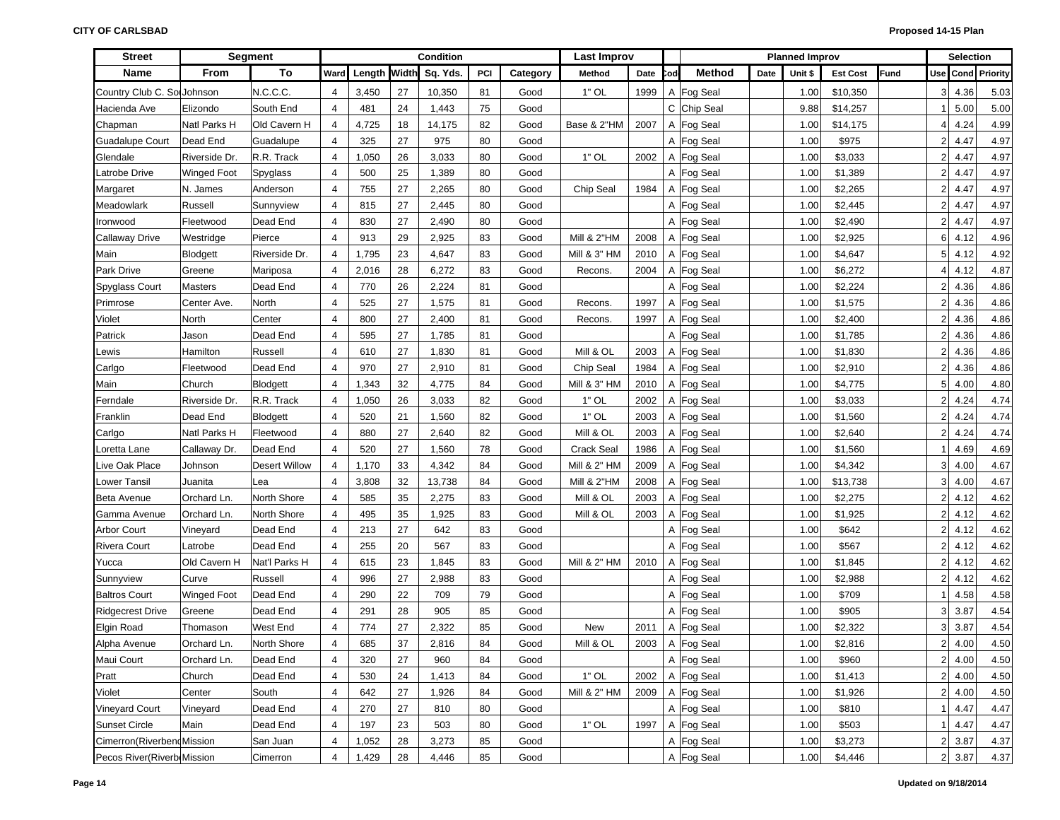| Street | Segment | | Condition | | | | | | Last Improv | | | Planned Improv | | | | | | Selection | | |
|---|---|---|---|---|---|---|---|---|---|---|---|---|---|---|---|---|---|---|---|---|
| Name | From | To | Ward | Length | Width | Sq. Yds. | PCI | Category | Method | Date | Cod | Method | Date | Unit $ | Est Cost | Fund | Use | Cond | Priority |
| Country Club C. So | Johnson | N.C.C.C. | 4 | 3,450 | 27 | 10,350 | 81 | Good | 1" OL | 1999 | A | Fog Seal | | 1.00 | $10,350 | | 3 | 4.36 | 5.03 |
| Hacienda Ave | Elizondo | South End | 4 | 481 | 24 | 1,443 | 75 | Good | | | C | Chip Seal | | 9.88 | $14,257 | | 1 | 5.00 | 5.00 |
| Chapman | Natl Parks H | Old Cavern H | 4 | 4,725 | 18 | 14,175 | 82 | Good | Base & 2"HM | 2007 | A | Fog Seal | | 1.00 | $14,175 | | 4 | 4.24 | 4.99 |
| Guadalupe Court | Dead End | Guadalupe | 4 | 325 | 27 | 975 | 80 | Good | | | A | Fog Seal | | 1.00 | $975 | | 2 | 4.47 | 4.97 |
| Glendale | Riverside Dr. | R.R. Track | 4 | 1,050 | 26 | 3,033 | 80 | Good | 1" OL | 2002 | A | Fog Seal | | 1.00 | $3,033 | | 2 | 4.47 | 4.97 |
| Latrobe Drive | Winged Foot | Spyglass | 4 | 500 | 25 | 1,389 | 80 | Good | | | A | Fog Seal | | 1.00 | $1,389 | | 2 | 4.47 | 4.97 |
| Margaret | N. James | Anderson | 4 | 755 | 27 | 2,265 | 80 | Good | Chip Seal | 1984 | A | Fog Seal | | 1.00 | $2,265 | | 2 | 4.47 | 4.97 |
| Meadowlark | Russell | Sunnyview | 4 | 815 | 27 | 2,445 | 80 | Good | | | A | Fog Seal | | 1.00 | $2,445 | | 2 | 4.47 | 4.97 |
| Ironwood | Fleetwood | Dead End | 4 | 830 | 27 | 2,490 | 80 | Good | | | A | Fog Seal | | 1.00 | $2,490 | | 2 | 4.47 | 4.97 |
| Callaway Drive | Westridge | Pierce | 4 | 913 | 29 | 2,925 | 83 | Good | Mill & 2"HM | 2008 | A | Fog Seal | | 1.00 | $2,925 | | 6 | 4.12 | 4.96 |
| Main | Blodgett | Riverside Dr. | 4 | 1,795 | 23 | 4,647 | 83 | Good | Mill & 3" HM | 2010 | A | Fog Seal | | 1.00 | $4,647 | | 5 | 4.12 | 4.92 |
| Park Drive | Greene | Mariposa | 4 | 2,016 | 28 | 6,272 | 83 | Good | Recons. | 2004 | A | Fog Seal | | 1.00 | $6,272 | | 4 | 4.12 | 4.87 |
| Spyglass Court | Masters | Dead End | 4 | 770 | 26 | 2,224 | 81 | Good | | | A | Fog Seal | | 1.00 | $2,224 | | 2 | 4.36 | 4.86 |
| Primrose | Center Ave. | North | 4 | 525 | 27 | 1,575 | 81 | Good | Recons. | 1997 | A | Fog Seal | | 1.00 | $1,575 | | 2 | 4.36 | 4.86 |
| Violet | North | Center | 4 | 800 | 27 | 2,400 | 81 | Good | Recons. | 1997 | A | Fog Seal | | 1.00 | $2,400 | | 2 | 4.36 | 4.86 |
| Patrick | Jason | Dead End | 4 | 595 | 27 | 1,785 | 81 | Good | | | A | Fog Seal | | 1.00 | $1,785 | | 2 | 4.36 | 4.86 |
| Lewis | Hamilton | Russell | 4 | 610 | 27 | 1,830 | 81 | Good | Mill & OL | 2003 | A | Fog Seal | | 1.00 | $1,830 | | 2 | 4.36 | 4.86 |
| Carlgo | Fleetwood | Dead End | 4 | 970 | 27 | 2,910 | 81 | Good | Chip Seal | 1984 | A | Fog Seal | | 1.00 | $2,910 | | 2 | 4.36 | 4.86 |
| Main | Church | Blodgett | 4 | 1,343 | 32 | 4,775 | 84 | Good | Mill & 3" HM | 2010 | A | Fog Seal | | 1.00 | $4,775 | | 5 | 4.00 | 4.80 |
| Ferndale | Riverside Dr. | R.R. Track | 4 | 1,050 | 26 | 3,033 | 82 | Good | 1" OL | 2002 | A | Fog Seal | | 1.00 | $3,033 | | 2 | 4.24 | 4.74 |
| Franklin | Dead End | Blodgett | 4 | 520 | 21 | 1,560 | 82 | Good | 1" OL | 2003 | A | Fog Seal | | 1.00 | $1,560 | | 2 | 4.24 | 4.74 |
| Carlgo | Natl Parks H | Fleetwood | 4 | 880 | 27 | 2,640 | 82 | Good | Mill & OL | 2003 | A | Fog Seal | | 1.00 | $2,640 | | 2 | 4.24 | 4.74 |
| Loretta Lane | Callaway Dr. | Dead End | 4 | 520 | 27 | 1,560 | 78 | Good | Crack Seal | 1986 | A | Fog Seal | | 1.00 | $1,560 | | 1 | 4.69 | 4.69 |
| Live Oak Place | Johnson | Desert Willow | 4 | 1,170 | 33 | 4,342 | 84 | Good | Mill & 2" HM | 2009 | A | Fog Seal | | 1.00 | $4,342 | | 3 | 4.00 | 4.67 |
| Lower Tansil | Juanita | Lea | 4 | 3,808 | 32 | 13,738 | 84 | Good | Mill & 2"HM | 2008 | A | Fog Seal | | 1.00 | $13,738 | | 3 | 4.00 | 4.67 |
| Beta Avenue | Orchard Ln. | North Shore | 4 | 585 | 35 | 2,275 | 83 | Good | Mill & OL | 2003 | A | Fog Seal | | 1.00 | $2,275 | | 2 | 4.12 | 4.62 |
| Gamma Avenue | Orchard Ln. | North Shore | 4 | 495 | 35 | 1,925 | 83 | Good | Mill & OL | 2003 | A | Fog Seal | | 1.00 | $1,925 | | 2 | 4.12 | 4.62 |
| Arbor Court | Vineyard | Dead End | 4 | 213 | 27 | 642 | 83 | Good | | | A | Fog Seal | | 1.00 | $642 | | 2 | 4.12 | 4.62 |
| Rivera Court | Latrobe | Dead End | 4 | 255 | 20 | 567 | 83 | Good | | | A | Fog Seal | | 1.00 | $567 | | 2 | 4.12 | 4.62 |
| Yucca | Old Cavern H | Nat'l Parks H | 4 | 615 | 23 | 1,845 | 83 | Good | Mill & 2" HM | 2010 | A | Fog Seal | | 1.00 | $1,845 | | 2 | 4.12 | 4.62 |
| Sunnyview | Curve | Russell | 4 | 996 | 27 | 2,988 | 83 | Good | | | A | Fog Seal | | 1.00 | $2,988 | | 2 | 4.12 | 4.62 |
| Baltros Court | Winged Foot | Dead End | 4 | 290 | 22 | 709 | 79 | Good | | | A | Fog Seal | | 1.00 | $709 | | 1 | 4.58 | 4.58 |
| Ridgecrest Drive | Greene | Dead End | 4 | 291 | 28 | 905 | 85 | Good | | | A | Fog Seal | | 1.00 | $905 | | 3 | 3.87 | 4.54 |
| Elgin Road | Thomason | West End | 4 | 774 | 27 | 2,322 | 85 | Good | New | 2011 | A | Fog Seal | | 1.00 | $2,322 | | 3 | 3.87 | 4.54 |
| Alpha Avenue | Orchard Ln. | North Shore | 4 | 685 | 37 | 2,816 | 84 | Good | Mill & OL | 2003 | A | Fog Seal | | 1.00 | $2,816 | | 2 | 4.00 | 4.50 |
| Maui Court | Orchard Ln. | Dead End | 4 | 320 | 27 | 960 | 84 | Good | | | A | Fog Seal | | 1.00 | $960 | | 2 | 4.00 | 4.50 |
| Pratt | Church | Dead End | 4 | 530 | 24 | 1,413 | 84 | Good | 1" OL | 2002 | A | Fog Seal | | 1.00 | $1,413 | | 2 | 4.00 | 4.50 |
| Violet | Center | South | 4 | 642 | 27 | 1,926 | 84 | Good | Mill & 2" HM | 2009 | A | Fog Seal | | 1.00 | $1,926 | | 2 | 4.00 | 4.50 |
| Vineyard Court | Vineyard | Dead End | 4 | 270 | 27 | 810 | 80 | Good | | | A | Fog Seal | | 1.00 | $810 | | 1 | 4.47 | 4.47 |
| Sunset Circle | Main | Dead End | 4 | 197 | 23 | 503 | 80 | Good | 1" OL | 1997 | A | Fog Seal | | 1.00 | $503 | | 1 | 4.47 | 4.47 |
| Cimerron(Riverbend | Mission | San Juan | 4 | 1,052 | 28 | 3,273 | 85 | Good | | | A | Fog Seal | | 1.00 | $3,273 | | 2 | 3.87 | 4.37 |
| Pecos River(Riverb | Mission | Cimerron | 4 | 1,429 | 28 | 4,446 | 85 | Good | | | A | Fog Seal | | 1.00 | $4,446 | | 2 | 3.87 | 4.37 |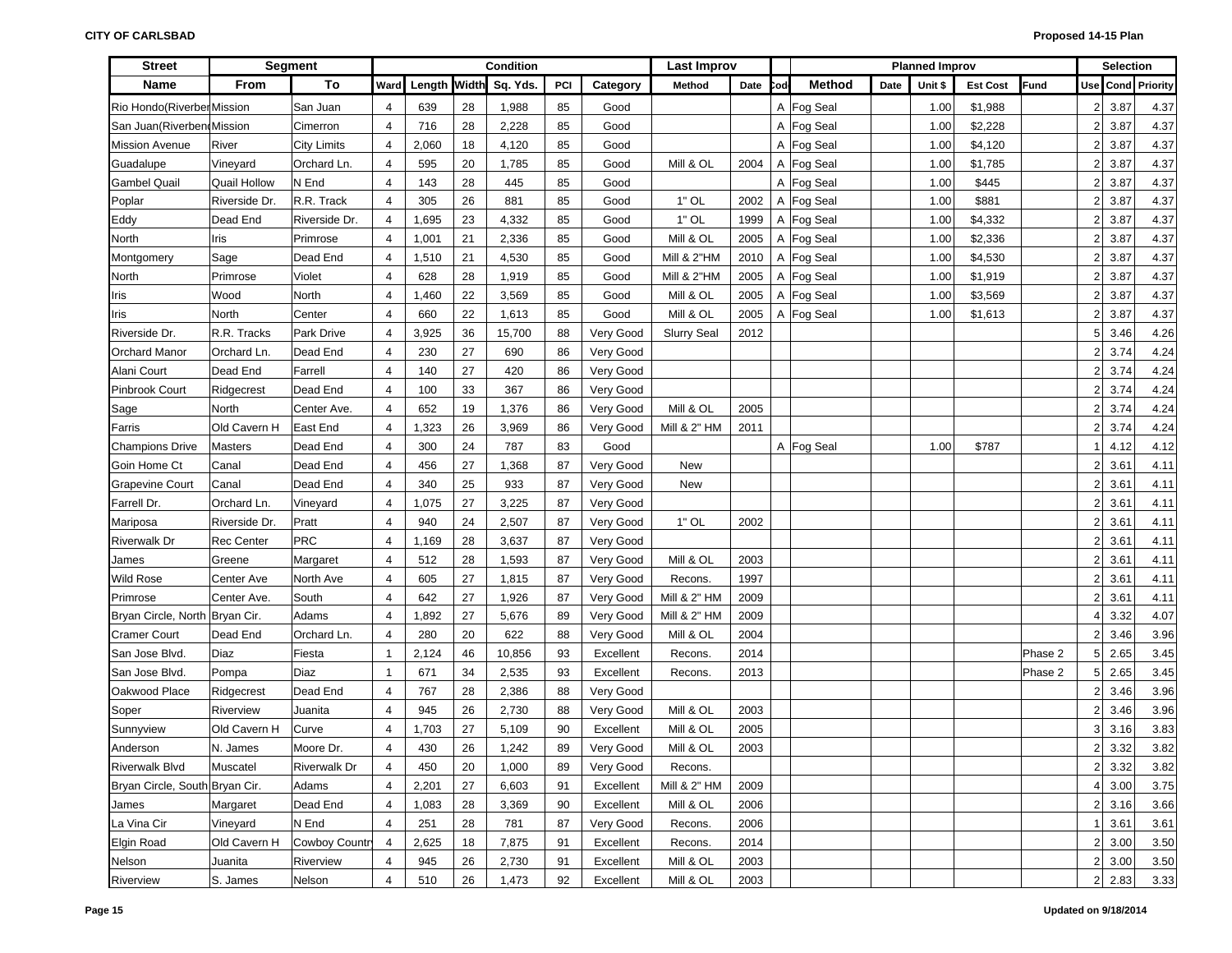| Street | Segment | | Condition | | | | | | | Last Improv | | | Planned Improv | | | | | | Selection | | |
|---|---|---|---|---|---|---|---|---|---|---|---|---|---|---|---|---|---|---|---|---|---|
| Name | From | To | Ward | Length | Width | Sq. Yds. | PCI | Category | Method | Date | Cod | Method | Date | Unit $ | Est Cost | Fund | Use | Cond | Priority |
| Rio Hondo(Riverber | Mission | San Juan | 4 | 639 | 28 | 1,988 | 85 | Good | | | A | Fog Seal | | 1.00 | $1,988 | | 2 | 3.87 | 4.37 |
| San Juan(Riverben | Mission | Cimerron | 4 | 716 | 28 | 2,228 | 85 | Good | | | A | Fog Seal | | 1.00 | $2,228 | | 2 | 3.87 | 4.37 |
| Mission Avenue | River | City Limits | 4 | 2,060 | 18 | 4,120 | 85 | Good | | | A | Fog Seal | | 1.00 | $4,120 | | 2 | 3.87 | 4.37 |
| Guadalupe | Vineyard | Orchard Ln. | 4 | 595 | 20 | 1,785 | 85 | Good | Mill & OL | 2004 | A | Fog Seal | | 1.00 | $1,785 | | 2 | 3.87 | 4.37 |
| Gambel Quail | Quail Hollow | N End | 4 | 143 | 28 | 445 | 85 | Good | | | A | Fog Seal | | 1.00 | $445 | | 2 | 3.87 | 4.37 |
| Poplar | Riverside Dr. | R.R. Track | 4 | 305 | 26 | 881 | 85 | Good | 1" OL | 2002 | A | Fog Seal | | 1.00 | $881 | | 2 | 3.87 | 4.37 |
| Eddy | Dead End | Riverside Dr. | 4 | 1,695 | 23 | 4,332 | 85 | Good | 1" OL | 1999 | A | Fog Seal | | 1.00 | $4,332 | | 2 | 3.87 | 4.37 |
| North | Iris | Primrose | 4 | 1,001 | 21 | 2,336 | 85 | Good | Mill & OL | 2005 | A | Fog Seal | | 1.00 | $2,336 | | 2 | 3.87 | 4.37 |
| Montgomery | Sage | Dead End | 4 | 1,510 | 21 | 4,530 | 85 | Good | Mill & 2"HM | 2010 | A | Fog Seal | | 1.00 | $4,530 | | 2 | 3.87 | 4.37 |
| North | Primrose | Violet | 4 | 628 | 28 | 1,919 | 85 | Good | Mill & 2"HM | 2005 | A | Fog Seal | | 1.00 | $1,919 | | 2 | 3.87 | 4.37 |
| Iris | Wood | North | 4 | 1,460 | 22 | 3,569 | 85 | Good | Mill & OL | 2005 | A | Fog Seal | | 1.00 | $3,569 | | 2 | 3.87 | 4.37 |
| Iris | North | Center | 4 | 660 | 22 | 1,613 | 85 | Good | Mill & OL | 2005 | A | Fog Seal | | 1.00 | $1,613 | | 2 | 3.87 | 4.37 |
| Riverside Dr. | R.R. Tracks | Park Drive | 4 | 3,925 | 36 | 15,700 | 88 | Very Good | Slurry Seal | 2012 | | | | | | | 5 | 3.46 | 4.26 |
| Orchard Manor | Orchard Ln. | Dead End | 4 | 230 | 27 | 690 | 86 | Very Good | | | | | | | | | 2 | 3.74 | 4.24 |
| Alani Court | Dead End | Farrell | 4 | 140 | 27 | 420 | 86 | Very Good | | | | | | | | | 2 | 3.74 | 4.24 |
| Pinbrook Court | Ridgecrest | Dead End | 4 | 100 | 33 | 367 | 86 | Very Good | | | | | | | | | 2 | 3.74 | 4.24 |
| Sage | North | Center Ave. | 4 | 652 | 19 | 1,376 | 86 | Very Good | Mill & OL | 2005 | | | | | | | 2 | 3.74 | 4.24 |
| Farris | Old Cavern H | East End | 4 | 1,323 | 26 | 3,969 | 86 | Very Good | Mill & 2" HM | 2011 | | | | | | | 2 | 3.74 | 4.24 |
| Champions Drive | Masters | Dead End | 4 | 300 | 24 | 787 | 83 | Good | | | A | Fog Seal | | 1.00 | $787 | | 1 | 4.12 | 4.12 |
| Goin Home Ct | Canal | Dead End | 4 | 456 | 27 | 1,368 | 87 | Very Good | New | | | | | | | | 2 | 3.61 | 4.11 |
| Grapevine Court | Canal | Dead End | 4 | 340 | 25 | 933 | 87 | Very Good | New | | | | | | | | 2 | 3.61 | 4.11 |
| Farrell Dr. | Orchard Ln. | Vineyard | 4 | 1,075 | 27 | 3,225 | 87 | Very Good | | | | | | | | | 2 | 3.61 | 4.11 |
| Mariposa | Riverside Dr. | Pratt | 4 | 940 | 24 | 2,507 | 87 | Very Good | 1" OL | 2002 | | | | | | | 2 | 3.61 | 4.11 |
| Riverwalk Dr | Rec Center | PRC | 4 | 1,169 | 28 | 3,637 | 87 | Very Good | | | | | | | | | 2 | 3.61 | 4.11 |
| James | Greene | Margaret | 4 | 512 | 28 | 1,593 | 87 | Very Good | Mill & OL | 2003 | | | | | | | 2 | 3.61 | 4.11 |
| Wild Rose | Center Ave | North Ave | 4 | 605 | 27 | 1,815 | 87 | Very Good | Recons. | 1997 | | | | | | | 2 | 3.61 | 4.11 |
| Primrose | Center Ave. | South | 4 | 642 | 27 | 1,926 | 87 | Very Good | Mill & 2" HM | 2009 | | | | | | | 2 | 3.61 | 4.11 |
| Bryan Circle, North | Bryan Cir. | Adams | 4 | 1,892 | 27 | 5,676 | 89 | Very Good | Mill & 2" HM | 2009 | | | | | | | 4 | 3.32 | 4.07 |
| Cramer Court | Dead End | Orchard Ln. | 4 | 280 | 20 | 622 | 88 | Very Good | Mill & OL | 2004 | | | | | | | 2 | 3.46 | 3.96 |
| San Jose Blvd. | Diaz | Fiesta | 1 | 2,124 | 46 | 10,856 | 93 | Excellent | Recons. | 2014 | | | | | | Phase 2 | 5 | 2.65 | 3.45 |
| San Jose Blvd. | Pompa | Diaz | 1 | 671 | 34 | 2,535 | 93 | Excellent | Recons. | 2013 | | | | | | Phase 2 | 5 | 2.65 | 3.45 |
| Oakwood Place | Ridgecrest | Dead End | 4 | 767 | 28 | 2,386 | 88 | Very Good | | | | | | | | | 2 | 3.46 | 3.96 |
| Soper | Riverview | Juanita | 4 | 945 | 26 | 2,730 | 88 | Very Good | Mill & OL | 2003 | | | | | | | 2 | 3.46 | 3.96 |
| Sunnyview | Old Cavern H | Curve | 4 | 1,703 | 27 | 5,109 | 90 | Excellent | Mill & OL | 2005 | | | | | | | 3 | 3.16 | 3.83 |
| Anderson | N. James | Moore Dr. | 4 | 430 | 26 | 1,242 | 89 | Very Good | Mill & OL | 2003 | | | | | | | 2 | 3.32 | 3.82 |
| Riverwalk Blvd | Muscatel | Riverwalk Dr | 4 | 450 | 20 | 1,000 | 89 | Very Good | Recons. | | | | | | | | 2 | 3.32 | 3.82 |
| Bryan Circle, South | Bryan Cir. | Adams | 4 | 2,201 | 27 | 6,603 | 91 | Excellent | Mill & 2" HM | 2009 | | | | | | | 4 | 3.00 | 3.75 |
| James | Margaret | Dead End | 4 | 1,083 | 28 | 3,369 | 90 | Excellent | Mill & OL | 2006 | | | | | | | 2 | 3.16 | 3.66 |
| La Vina Cir | Vineyard | N End | 4 | 251 | 28 | 781 | 87 | Very Good | Recons. | 2006 | | | | | | | 1 | 3.61 | 3.61 |
| Elgin Road | Old Cavern H | Cowboy Countr | 4 | 2,625 | 18 | 7,875 | 91 | Excellent | Recons. | 2014 | | | | | | | 2 | 3.00 | 3.50 |
| Nelson | Juanita | Riverview | 4 | 945 | 26 | 2,730 | 91 | Excellent | Mill & OL | 2003 | | | | | | | 2 | 3.00 | 3.50 |
| Riverview | S. James | Nelson | 4 | 510 | 26 | 1,473 | 92 | Excellent | Mill & OL | 2003 | | | | | | | 2 | 2.83 | 3.33 |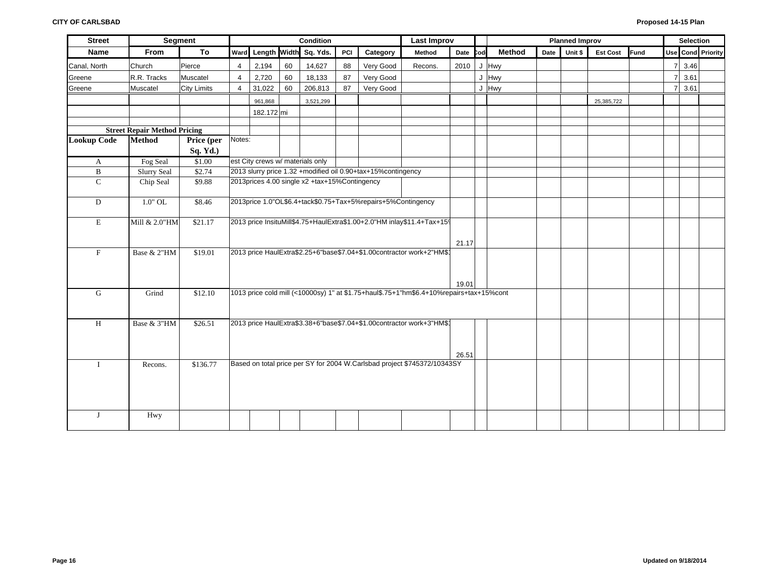| Street | Segment | | Condition | | | | | | Last Improv | | | Planned Improv | | | | | Selection | | |
|---|---|---|---|---|---|---|---|---|---|---|---|---|---|---|---|---|---|---|---|
| Name | From | To | Ward | Length | Width | Sq. Yds. | PCI | Category | Method | Date | Cod | Method | Date | Unit $ | Est Cost | Fund | Use | Cond | Priority |
| Canal, North | Church | Pierce | 4 | 2,194 | 60 | 14,627 | 88 | Very Good | Recons. | 2010 | J | Hwy | | | | | 7 | 3.46 | |
| Greene | R.R. Tracks | Muscatel | 4 | 2,720 | 60 | 18,133 | 87 | Very Good | | | J | Hwy | | | | | 7 | 3.61 | |
| Greene | Muscatel | City Limits | 4 | 31,022 | 60 | 206,813 | 87 | Very Good | | | J | Hwy | | | | | 7 | 3.61 | |
| | | | | 961,868 | | 3,521,299 | | | | | | | | | 25,385,722 | | | | |
| | | | | 182.172 mi | | | | | | | | | | | | | | | |

**Street Repair Method Pricing**

| Lookup Code | Method | Price (per Sq. Yd.) | Notes: | |
|---|---|---|---|---|
| A | Fog Seal | $1.00 | est City crews w/ materials only | |
| B | Slurry Seal | $2.74 | 2013 slurry price 1.32 +modified oil 0.90+tax+15%contingency | |
| C | Chip Seal | $9.88 | 2013prices 4.00 single x2 +tax+15%Contingency | |
| D | 1.0" OL | $8.46 | 2013price 1.0"OL$6.4+tack$0.75+Tax+5%repairs+5%Contingency | |
| E | Mill & 2.0"HM | $21.17 | 2013 price InsituMill$4.75+HaulExtra$1.00+2.0"HM inlay$11.4+Tax+15 | 21.17 |
| F | Base & 2"HM | $19.01 | 2013 price HaulExtra$2.25+6"base$7.04+$1.00contractor work+2"HM$1 | 19.01 |
| G | Grind | $12.10 | 1013 price cold mill (<10000sy) 1" at $1.75+haul$.75+1"hm$6.4+10%repairs+tax+15%cont | |
| H | Base & 3"HM | $26.51 | 2013 price HaulExtra$3.38+6"base$7.04+$1.00contractor work+3"HM$1 | 26.51 |
| I | Recons. | $136.77 | Based on total price per SY for 2004 W.Carlsbad project $745372/10343SY | |
| J | Hwy | | | |